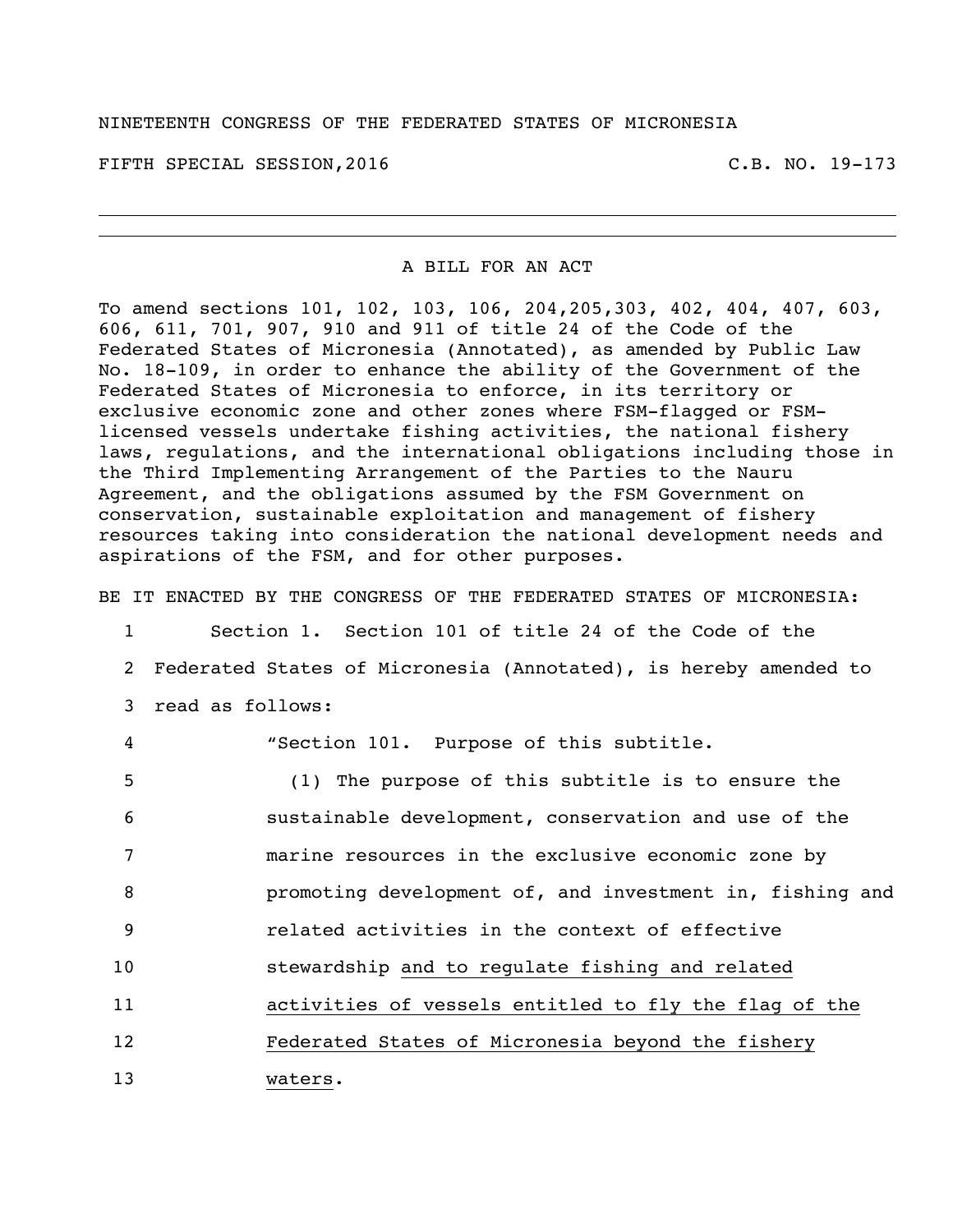NINETEENTH CONGRESS OF THE FEDERATED STATES OF MICRONESIA

FIFTH SPECIAL SESSION,2016 C.B. NO. 19-173

---

# A BILL FOR AN ACT

To amend sections 101, 102, 103, 106, 204,205,303, 402, 404, 407, 603, 606, 611, 701, 907, 910 and 911 of title 24 of the Code of the Federated States of Micronesia (Annotated), as amended by Public Law No. 18-109, in order to enhance the ability of the Government of the Federated States of Micronesia to enforce, in its territory or exclusive economic zone and other zones where FSM-flagged or FSM-licensed vessels undertake fishing activities, the national fishery laws, regulations, and the international obligations including those in the Third Implementing Arrangement of the Parties to the Nauru Agreement, and the obligations assumed by the FSM Government on conservation, sustainable exploitation and management of fishery resources taking into consideration the national development needs and aspirations of the FSM, and for other purposes.

BE IT ENACTED BY THE CONGRESS OF THE FEDERATED STATES OF MICRONESIA:

1 Section 1. Section 101 of title 24 of the Code of the
2 Federated States of Micronesia (Annotated), is hereby amended to
3 read as follows:

4 "Section 101. Purpose of this subtitle.

5 (1) The purpose of this subtitle is to ensure the
6 sustainable development, conservation and use of the
7 marine resources in the exclusive economic zone by
8 promoting development of, and investment in, fishing and
9 related activities in the context of effective
10 stewardship <u>and to regulate fishing and related</u>
11 <u>activities of vessels entitled to fly the flag of the</u>
12 <u>Federated States of Micronesia beyond the fishery</u>
13 <u>waters</u>.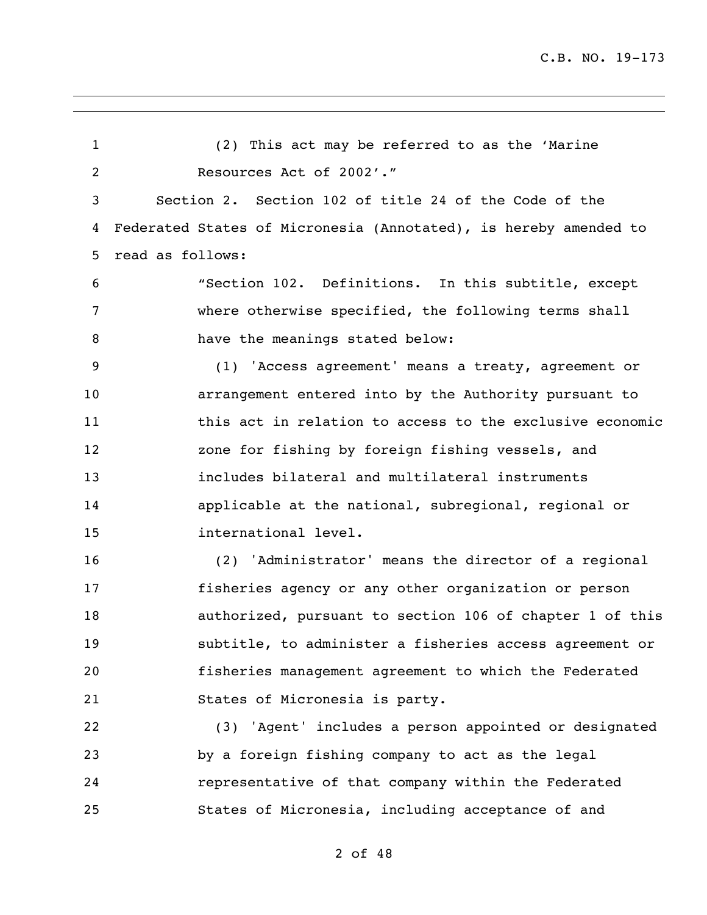(2) This act may be referred to as the 'Marine Resources Act of 2002'."

Section 2. Section 102 of title 24 of the Code of the Federated States of Micronesia (Annotated), is hereby amended to read as follows:

"Section 102. Definitions. In this subtitle, except where otherwise specified, the following terms shall have the meanings stated below:

(1) 'Access agreement' means a treaty, agreement or arrangement entered into by the Authority pursuant to this act in relation to access to the exclusive economic zone for fishing by foreign fishing vessels, and includes bilateral and multilateral instruments applicable at the national, subregional, regional or international level.

(2) 'Administrator' means the director of a regional fisheries agency or any other organization or person authorized, pursuant to section 106 of chapter 1 of this subtitle, to administer a fisheries access agreement or fisheries management agreement to which the Federated States of Micronesia is party.

(3) 'Agent' includes a person appointed or designated by a foreign fishing company to act as the legal representative of that company within the Federated States of Micronesia, including acceptance of and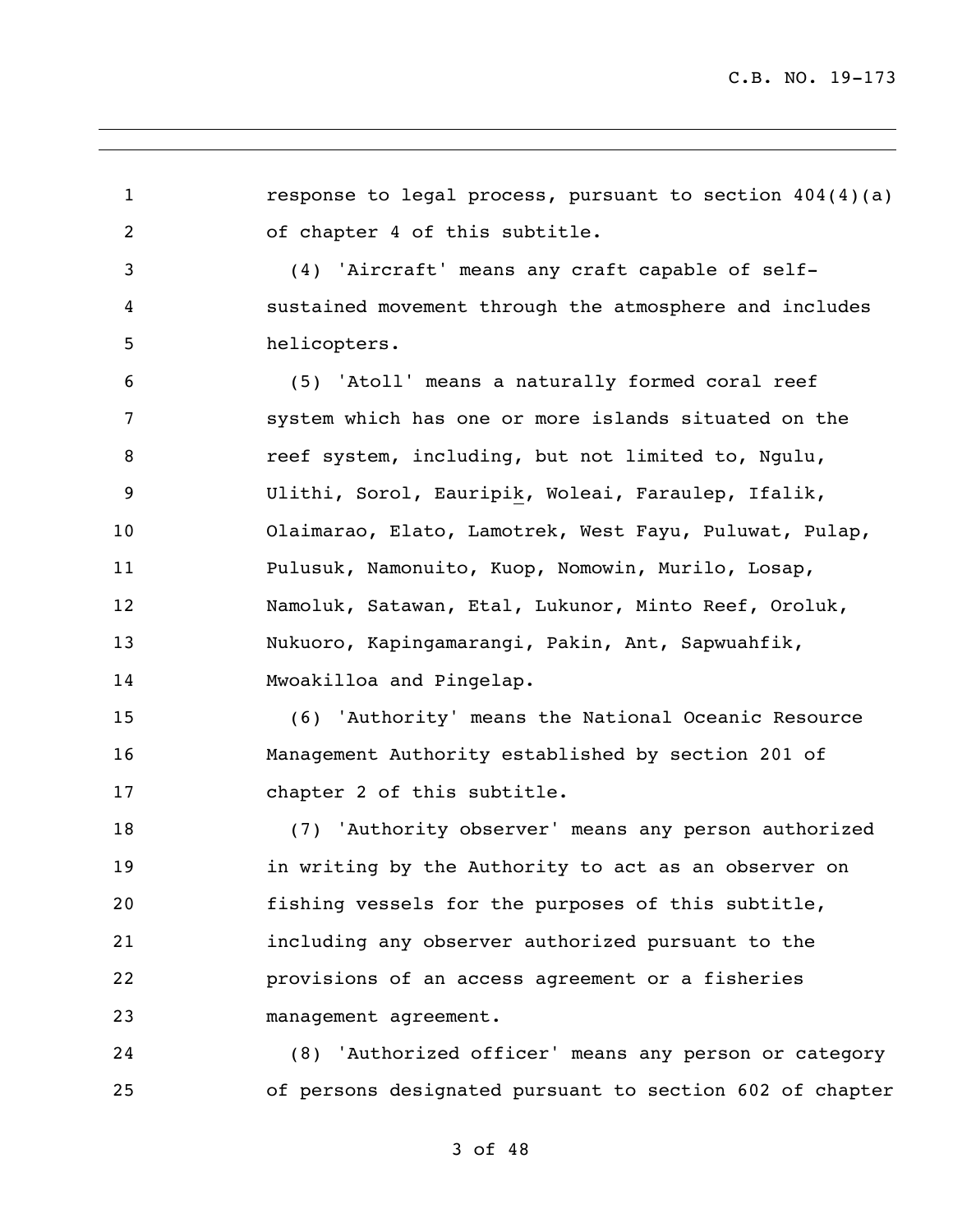response to legal process, pursuant to section 404(4)(a) of chapter 4 of this subtitle.

(4) 'Aircraft' means any craft capable of self-sustained movement through the atmosphere and includes helicopters.

(5) 'Atoll' means a naturally formed coral reef system which has one or more islands situated on the reef system, including, but not limited to, Ngulu, Ulithi, Sorol, Eauripik, Woleai, Faraulep, Ifalik, Olaimarao, Elato, Lamotrek, West Fayu, Puluwat, Pulap, Pulusuk, Namonuito, Kuop, Nomowin, Murilo, Losap, Namoluk, Satawan, Etal, Lukunor, Minto Reef, Oroluk, Nukuoro, Kapingamarangi, Pakin, Ant, Sapwuahfik, Mwoakilloa and Pingelap.

(6) 'Authority' means the National Oceanic Resource Management Authority established by section 201 of chapter 2 of this subtitle.

(7) 'Authority observer' means any person authorized in writing by the Authority to act as an observer on fishing vessels for the purposes of this subtitle, including any observer authorized pursuant to the provisions of an access agreement or a fisheries management agreement.

(8) 'Authorized officer' means any person or category of persons designated pursuant to section 602 of chapter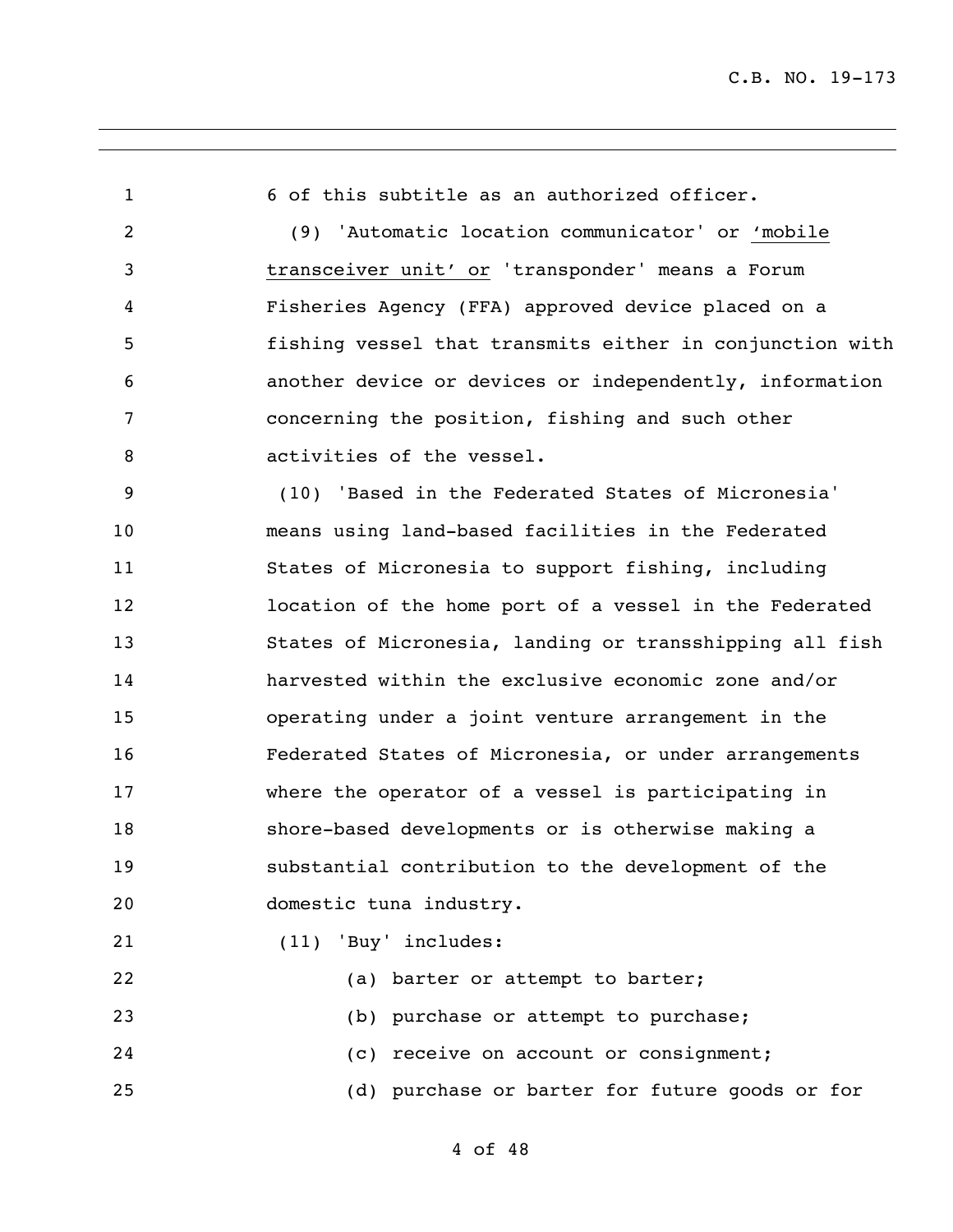6 of this subtitle as an authorized officer.

(9) 'Automatic location communicator' or <u>'mobile transceiver unit' or</u> 'transponder' means a Forum Fisheries Agency (FFA) approved device placed on a fishing vessel that transmits either in conjunction with another device or devices or independently, information concerning the position, fishing and such other activities of the vessel.

(10) 'Based in the Federated States of Micronesia' means using land-based facilities in the Federated States of Micronesia to support fishing, including location of the home port of a vessel in the Federated States of Micronesia, landing or transshipping all fish harvested within the exclusive economic zone and/or operating under a joint venture arrangement in the Federated States of Micronesia, or under arrangements where the operator of a vessel is participating in shore-based developments or is otherwise making a substantial contribution to the development of the domestic tuna industry.

(11) 'Buy' includes:

(a) barter or attempt to barter;

(b) purchase or attempt to purchase;

(c) receive on account or consignment;

(d) purchase or barter for future goods or for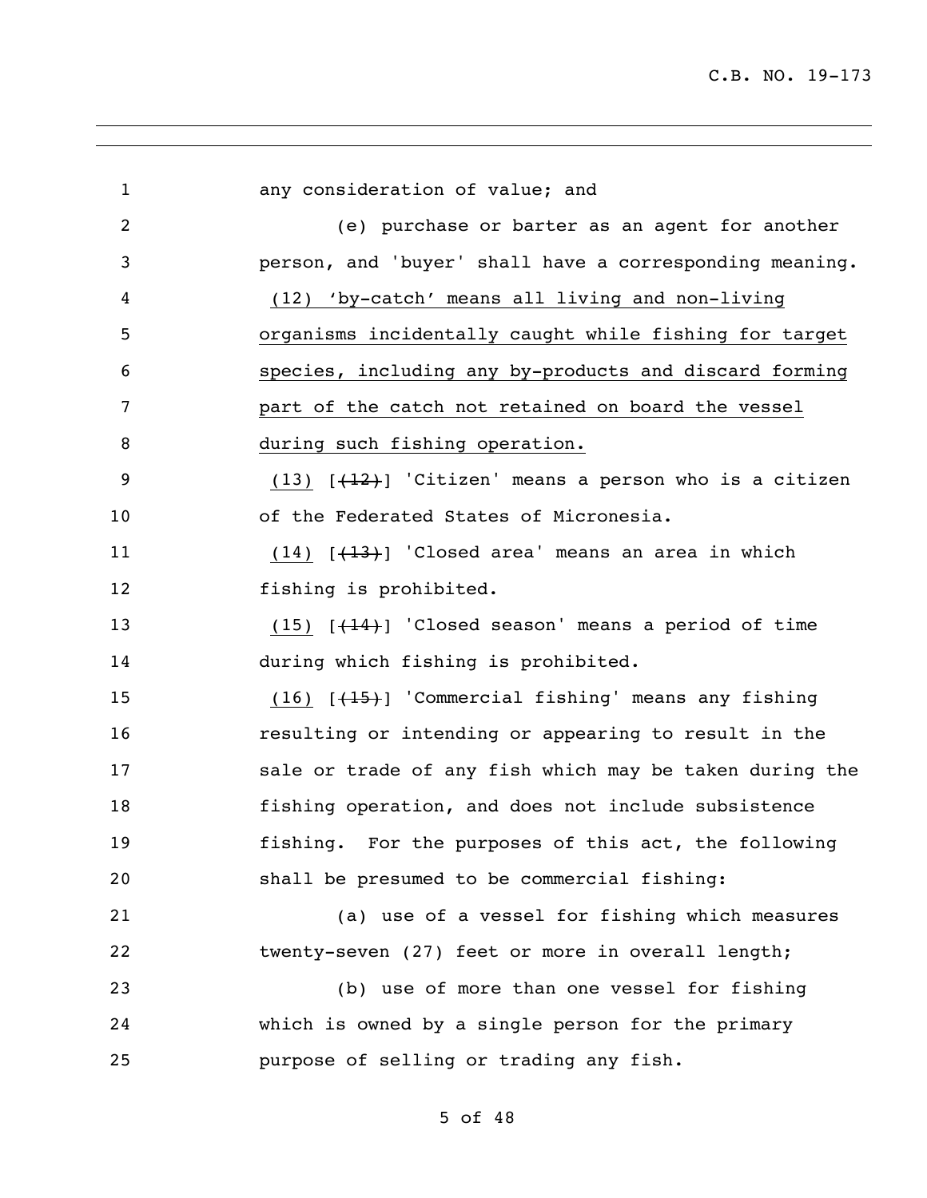any consideration of value; and

(e) purchase or barter as an agent for another person, and 'buyer' shall have a corresponding meaning.

(12) 'by-catch' means all living and non-living organisms incidentally caught while fishing for target species, including any by-products and discard forming part of the catch not retained on board the vessel during such fishing operation.

(13) [~~(12)~~] 'Citizen' means a person who is a citizen of the Federated States of Micronesia.

(14) [~~(13)~~] 'Closed area' means an area in which fishing is prohibited.

(15) [~~(14)~~] 'Closed season' means a period of time during which fishing is prohibited.

(16) [~~(15)~~] 'Commercial fishing' means any fishing resulting or intending or appearing to result in the sale or trade of any fish which may be taken during the fishing operation, and does not include subsistence fishing. For the purposes of this act, the following shall be presumed to be commercial fishing:

(a) use of a vessel for fishing which measures twenty-seven (27) feet or more in overall length;

(b) use of more than one vessel for fishing which is owned by a single person for the primary purpose of selling or trading any fish.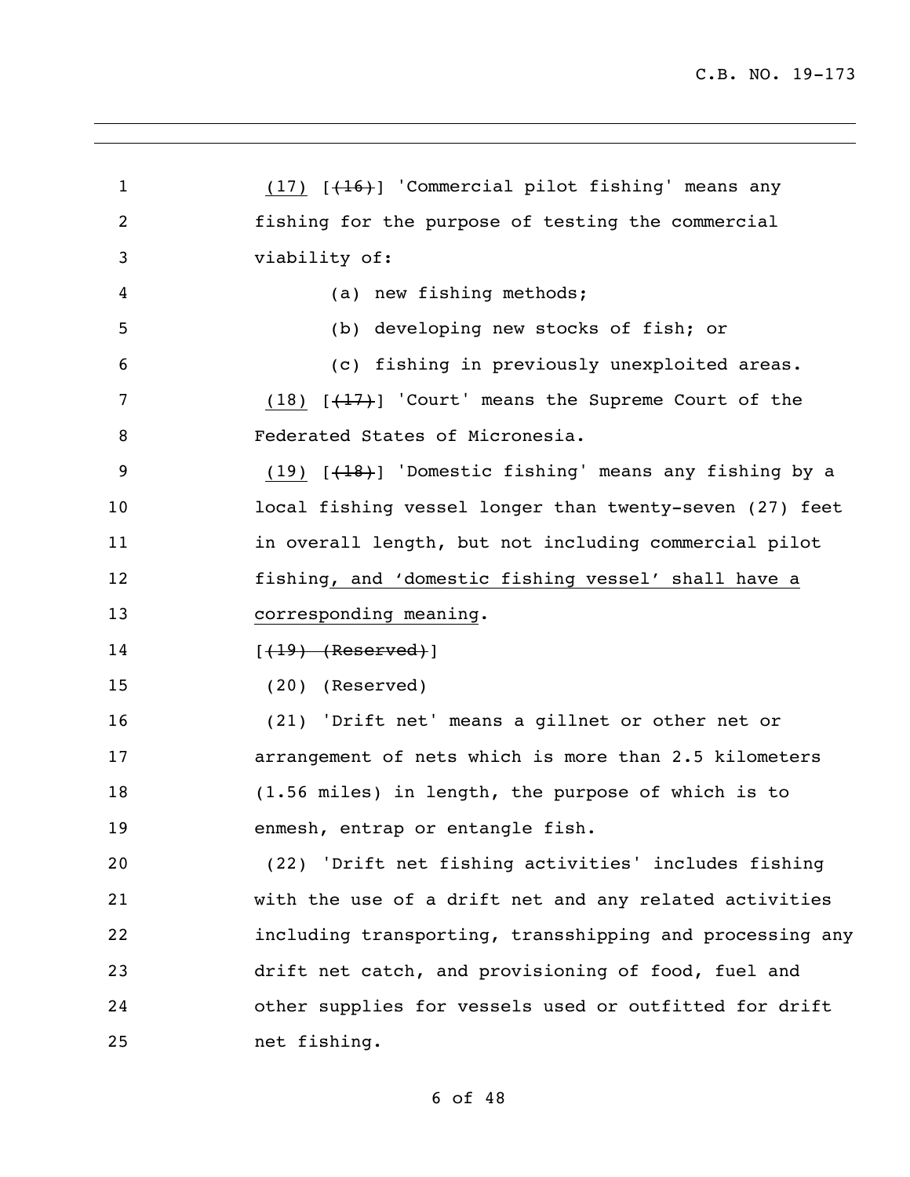(17) [(16)] 'Commercial pilot fishing' means any fishing for the purpose of testing the commercial viability of:

(a) new fishing methods;

(b) developing new stocks of fish; or

(c) fishing in previously unexploited areas.

(18) [(17)] 'Court' means the Supreme Court of the Federated States of Micronesia.

(19) [(18)] 'Domestic fishing' means any fishing by a local fishing vessel longer than twenty-seven (27) feet in overall length, but not including commercial pilot fishing, and 'domestic fishing vessel' shall have a corresponding meaning.

[(19) (Reserved)]

(20) (Reserved)

(21) 'Drift net' means a gillnet or other net or arrangement of nets which is more than 2.5 kilometers (1.56 miles) in length, the purpose of which is to enmesh, entrap or entangle fish.

(22) 'Drift net fishing activities' includes fishing with the use of a drift net and any related activities including transporting, transshipping and processing any drift net catch, and provisioning of food, fuel and other supplies for vessels used or outfitted for drift net fishing.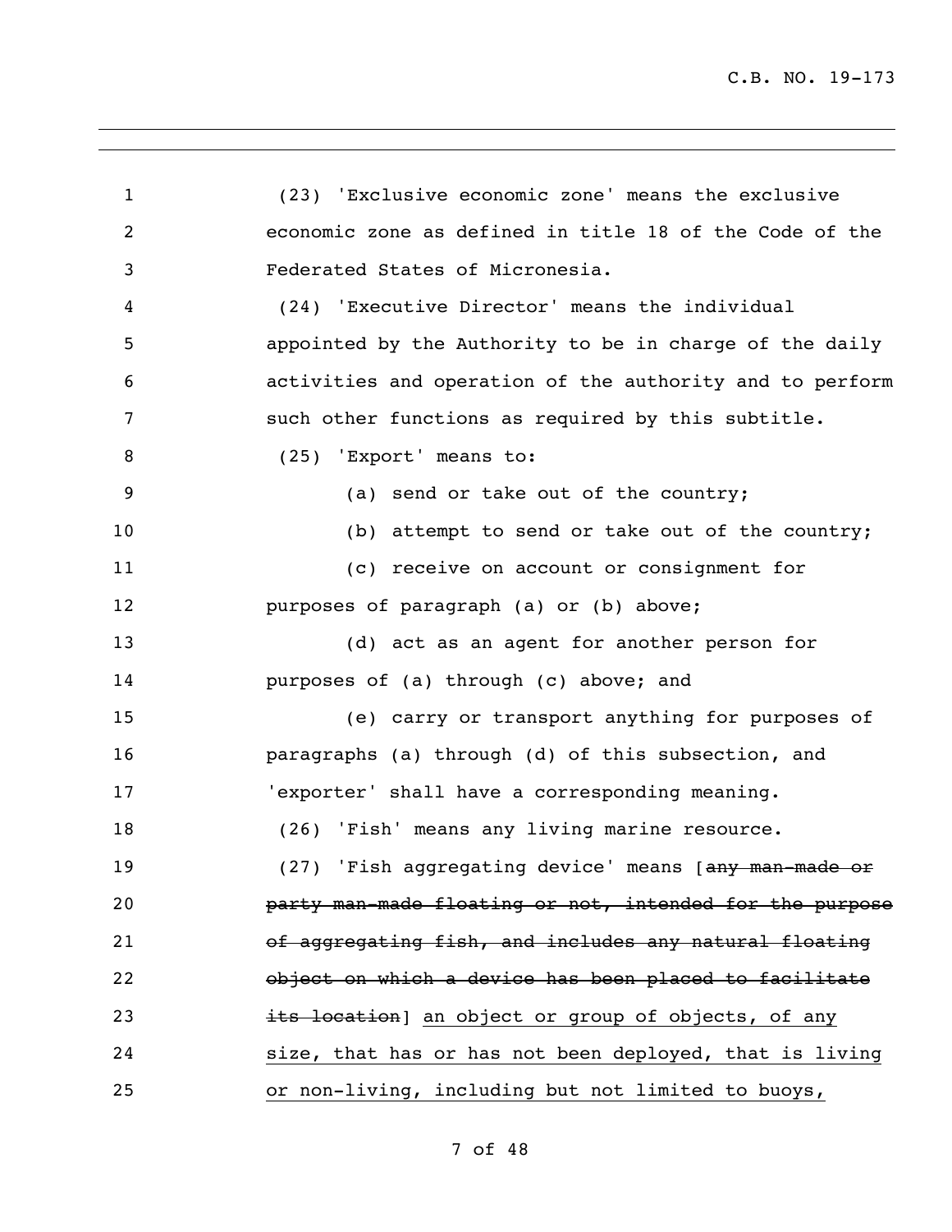(23) 'Exclusive economic zone' means the exclusive economic zone as defined in title 18 of the Code of the Federated States of Micronesia.

(24) 'Executive Director' means the individual appointed by the Authority to be in charge of the daily activities and operation of the authority and to perform such other functions as required by this subtitle.

(25) 'Export' means to:

(a) send or take out of the country;

(b) attempt to send or take out of the country;

(c) receive on account or consignment for purposes of paragraph (a) or (b) above;

(d) act as an agent for another person for purposes of (a) through (c) above; and

(e) carry or transport anything for purposes of paragraphs (a) through (d) of this subsection, and 'exporter' shall have a corresponding meaning.

(26) 'Fish' means any living marine resource.

(27) 'Fish aggregating device' means [~~any man-made or party man-made floating or not, intended for the purpose of aggregating fish, and includes any natural floating object on which a device has been placed to facilitate its location~~] <u>an object or group of objects, of any size, that has or has not been deployed, that is living or non-living, including but not limited to buoys,</u>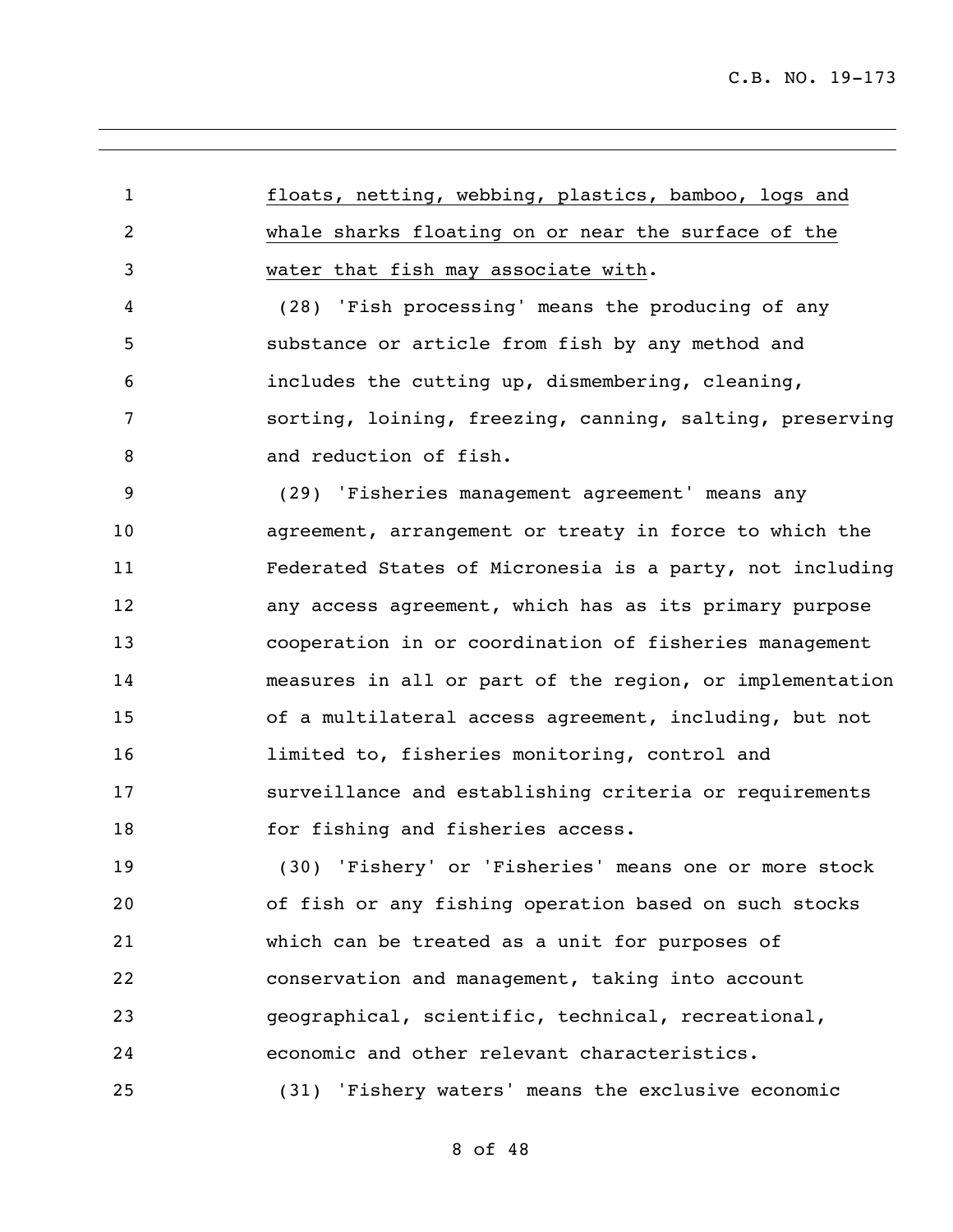floats, netting, webbing, plastics, bamboo, logs and whale sharks floating on or near the surface of the water that fish may associate with.

(28) 'Fish processing' means the producing of any substance or article from fish by any method and includes the cutting up, dismembering, cleaning, sorting, loining, freezing, canning, salting, preserving and reduction of fish.

(29) 'Fisheries management agreement' means any agreement, arrangement or treaty in force to which the Federated States of Micronesia is a party, not including any access agreement, which has as its primary purpose cooperation in or coordination of fisheries management measures in all or part of the region, or implementation of a multilateral access agreement, including, but not limited to, fisheries monitoring, control and surveillance and establishing criteria or requirements for fishing and fisheries access.

(30) 'Fishery' or 'Fisheries' means one or more stock of fish or any fishing operation based on such stocks which can be treated as a unit for purposes of conservation and management, taking into account geographical, scientific, technical, recreational, economic and other relevant characteristics.

(31) 'Fishery waters' means the exclusive economic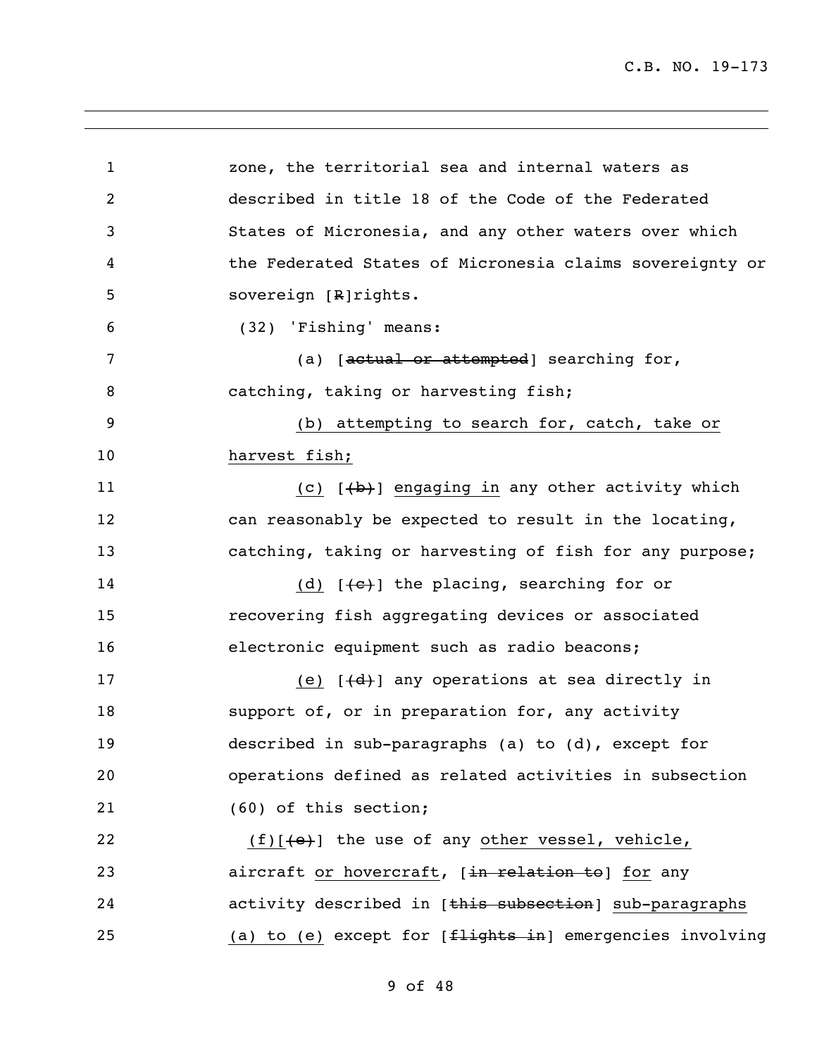zone, the territorial sea and internal waters as described in title 18 of the Code of the Federated States of Micronesia, and any other waters over which the Federated States of Micronesia claims sovereignty or sovereign [~~R~~]rights.

(32) 'Fishing' means:

(a) [~~actual or attempted~~] searching for, catching, taking or harvesting fish;

<u>(b) attempting to search for, catch, take or harvest fish;</u>

<u>(c)</u> [~~(b)~~] <u>engaging in</u> any other activity which can reasonably be expected to result in the locating, catching, taking or harvesting of fish for any purpose;

<u>(d)</u> [~~(c)~~] the placing, searching for or recovering fish aggregating devices or associated electronic equipment such as radio beacons;

<u>(e)</u> [~~(d)~~] any operations at sea directly in support of, or in preparation for, any activity described in sub-paragraphs (a) to (d), except for operations defined as related activities in subsection (60) of this section;

<u>(f)</u>[~~(e)~~] the use of any <u>other vessel, vehicle,</u> aircraft <u>or hovercraft</u>, [~~in relation to~~] <u>for</u> any activity described in [~~this subsection~~] <u>sub-paragraphs (a) to (e)</u> except for [~~flights in~~] emergencies involving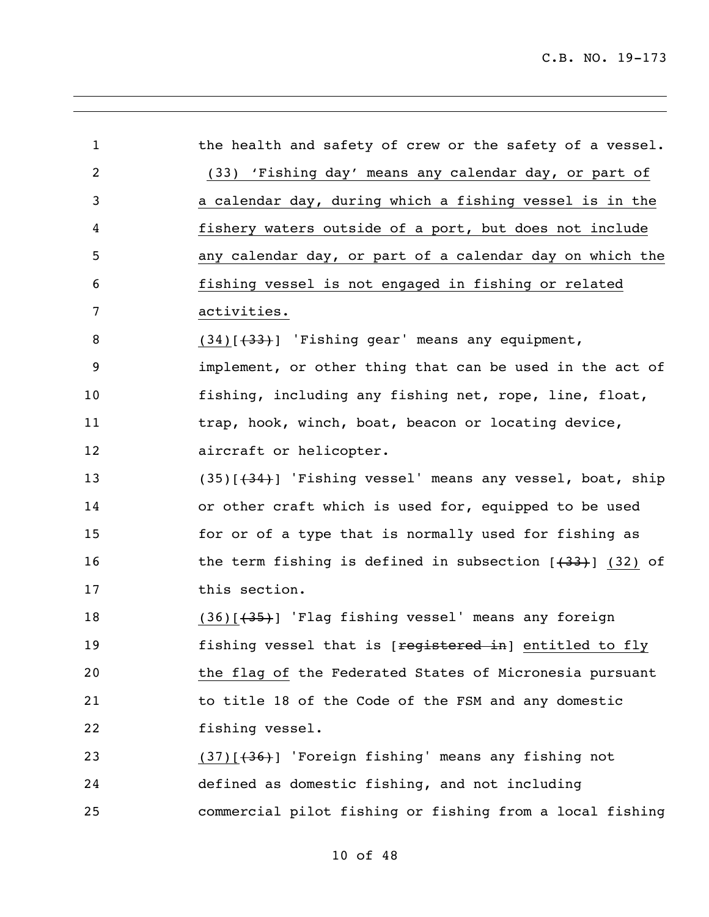the health and safety of crew or the safety of a vessel.

<u>(33) 'Fishing day' means any calendar day, or part of a calendar day, during which a fishing vessel is in the fishery waters outside of a port, but does not include any calendar day, or part of a calendar day on which the fishing vessel is not engaged in fishing or related activities.</u>

<u>(34)</u>[~~(33)~~] 'Fishing gear' means any equipment, implement, or other thing that can be used in the act of fishing, including any fishing net, rope, line, float, trap, hook, winch, boat, beacon or locating device, aircraft or helicopter.

(35)[~~(34)~~] 'Fishing vessel' means any vessel, boat, ship or other craft which is used for, equipped to be used for or of a type that is normally used for fishing as the term fishing is defined in subsection [~~(33)~~] <u>(32)</u> of this section.

<u>(36)</u>[~~(35)~~] 'Flag fishing vessel' means any foreign fishing vessel that is [~~registered in~~] <u>entitled to fly the flag of</u> the Federated States of Micronesia pursuant to title 18 of the Code of the FSM and any domestic fishing vessel.

<u>(37)</u>[~~(36)~~] 'Foreign fishing' means any fishing not defined as domestic fishing, and not including commercial pilot fishing or fishing from a local fishing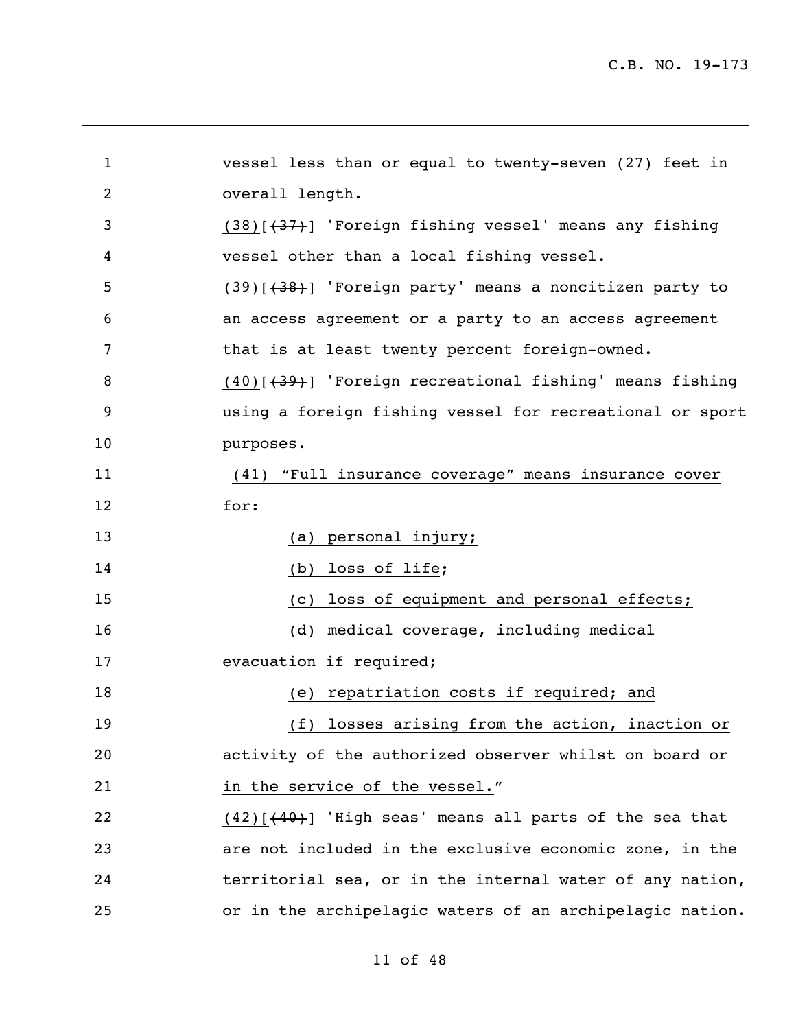vessel less than or equal to twenty-seven (27) feet in overall length.

(38)[~~(37)~~] 'Foreign fishing vessel' means any fishing vessel other than a local fishing vessel.

(39)[~~(38)~~] 'Foreign party' means a noncitizen party to an access agreement or a party to an access agreement that is at least twenty percent foreign-owned.

(40)[~~(39)~~] 'Foreign recreational fishing' means fishing using a foreign fishing vessel for recreational or sport purposes.

(41) "Full insurance coverage" means insurance cover for:

(a) personal injury;

(b) loss of life;

(c) loss of equipment and personal effects;

(d) medical coverage, including medical evacuation if required;

(e) repatriation costs if required; and

(f) losses arising from the action, inaction or activity of the authorized observer whilst on board or in the service of the vessel."

(42)[~~(40)~~] 'High seas' means all parts of the sea that are not included in the exclusive economic zone, in the territorial sea, or in the internal water of any nation, or in the archipelagic waters of an archipelagic nation.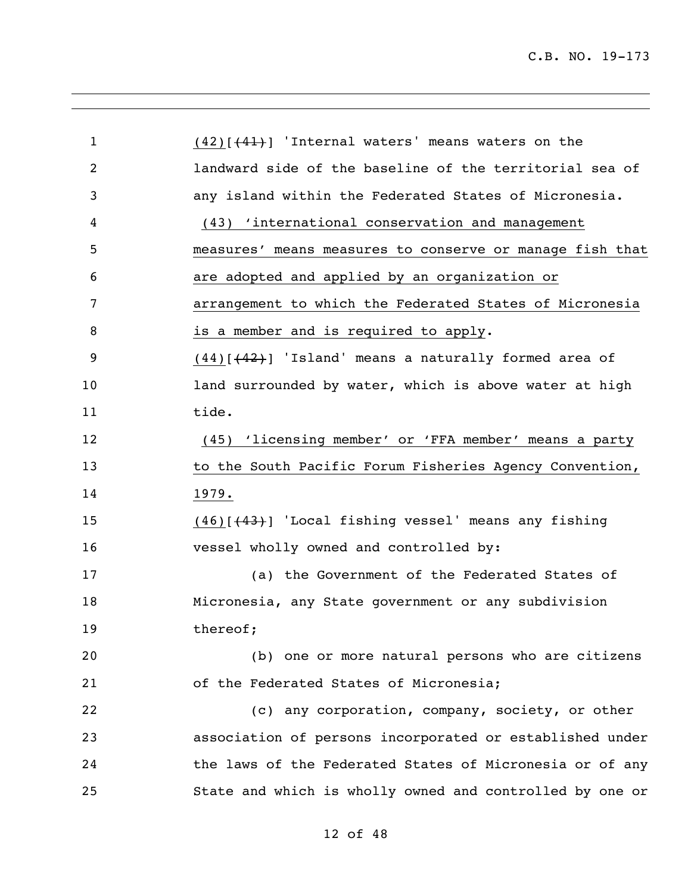(42)[(41)] 'Internal waters' means waters on the landward side of the baseline of the territorial sea of any island within the Federated States of Micronesia.

(43) 'international conservation and management measures' means measures to conserve or manage fish that are adopted and applied by an organization or arrangement to which the Federated States of Micronesia is a member and is required to apply.

(44)[(42)] 'Island' means a naturally formed area of land surrounded by water, which is above water at high tide.

(45) 'licensing member' or 'FFA member' means a party to the South Pacific Forum Fisheries Agency Convention, 1979.

(46)[(43)] 'Local fishing vessel' means any fishing vessel wholly owned and controlled by:

(a) the Government of the Federated States of Micronesia, any State government or any subdivision thereof;

(b) one or more natural persons who are citizens of the Federated States of Micronesia;

(c) any corporation, company, society, or other association of persons incorporated or established under the laws of the Federated States of Micronesia or of any State and which is wholly owned and controlled by one or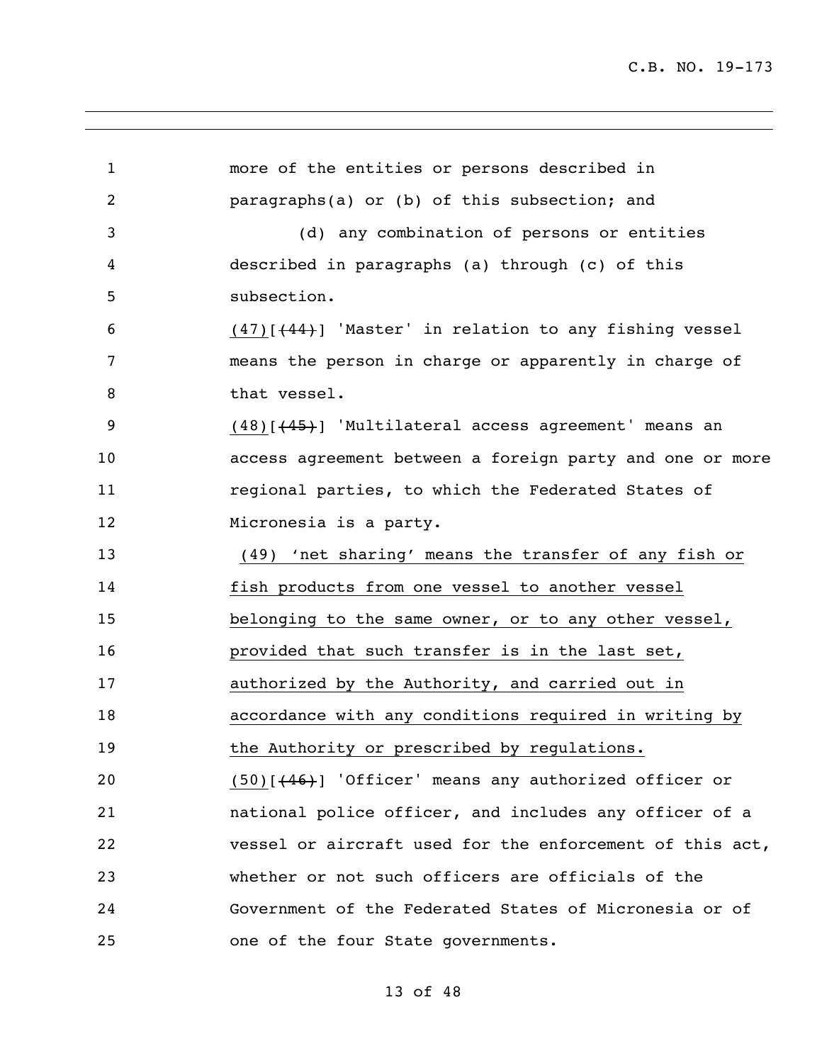more of the entities or persons described in paragraphs(a) or (b) of this subsection; and

(d) any combination of persons or entities described in paragraphs (a) through (c) of this subsection.

(47)[~~(44)~~] 'Master' in relation to any fishing vessel means the person in charge or apparently in charge of that vessel.

(48)[~~(45)~~] 'Multilateral access agreement' means an access agreement between a foreign party and one or more regional parties, to which the Federated States of Micronesia is a party.

(49) 'net sharing' means the transfer of any fish or fish products from one vessel to another vessel belonging to the same owner, or to any other vessel, provided that such transfer is in the last set, authorized by the Authority, and carried out in accordance with any conditions required in writing by the Authority or prescribed by regulations.

(50)[~~(46)~~] 'Officer' means any authorized officer or national police officer, and includes any officer of a vessel or aircraft used for the enforcement of this act, whether or not such officers are officials of the Government of the Federated States of Micronesia or of one of the four State governments.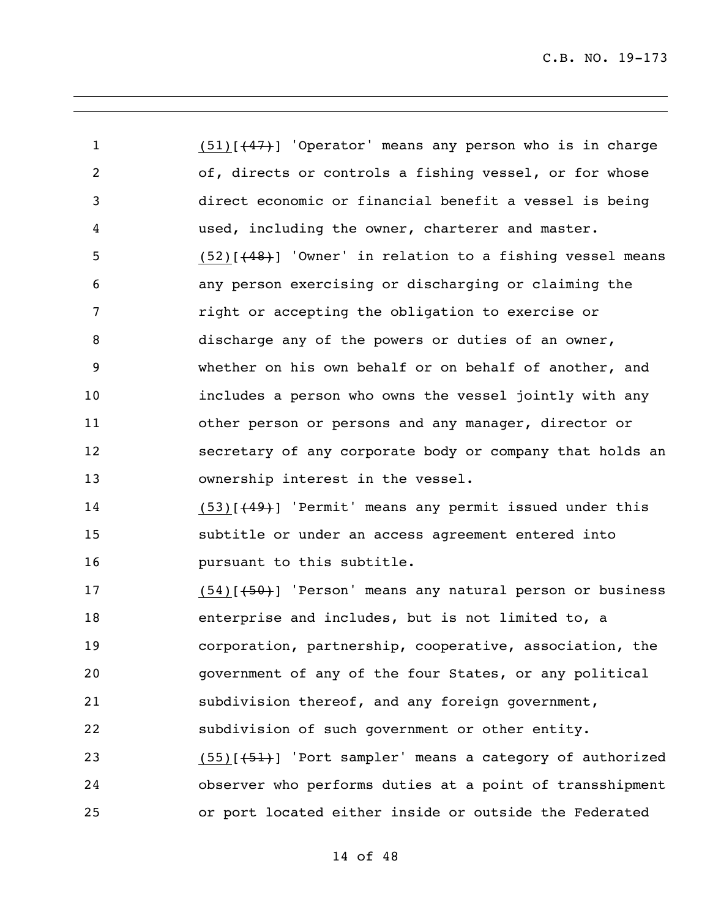(51)[(47)] 'Operator' means any person who is in charge of, directs or controls a fishing vessel, or for whose direct economic or financial benefit a vessel is being used, including the owner, charterer and master.

(52)[(48)] 'Owner' in relation to a fishing vessel means any person exercising or discharging or claiming the right or accepting the obligation to exercise or discharge any of the powers or duties of an owner, whether on his own behalf or on behalf of another, and includes a person who owns the vessel jointly with any other person or persons and any manager, director or secretary of any corporate body or company that holds an ownership interest in the vessel.

(53)[(49)] 'Permit' means any permit issued under this subtitle or under an access agreement entered into pursuant to this subtitle.

(54)[(50)] 'Person' means any natural person or business enterprise and includes, but is not limited to, a corporation, partnership, cooperative, association, the government of any of the four States, or any political subdivision thereof, and any foreign government, subdivision of such government or other entity.

(55)[(51)] 'Port sampler' means a category of authorized observer who performs duties at a point of transshipment or port located either inside or outside the Federated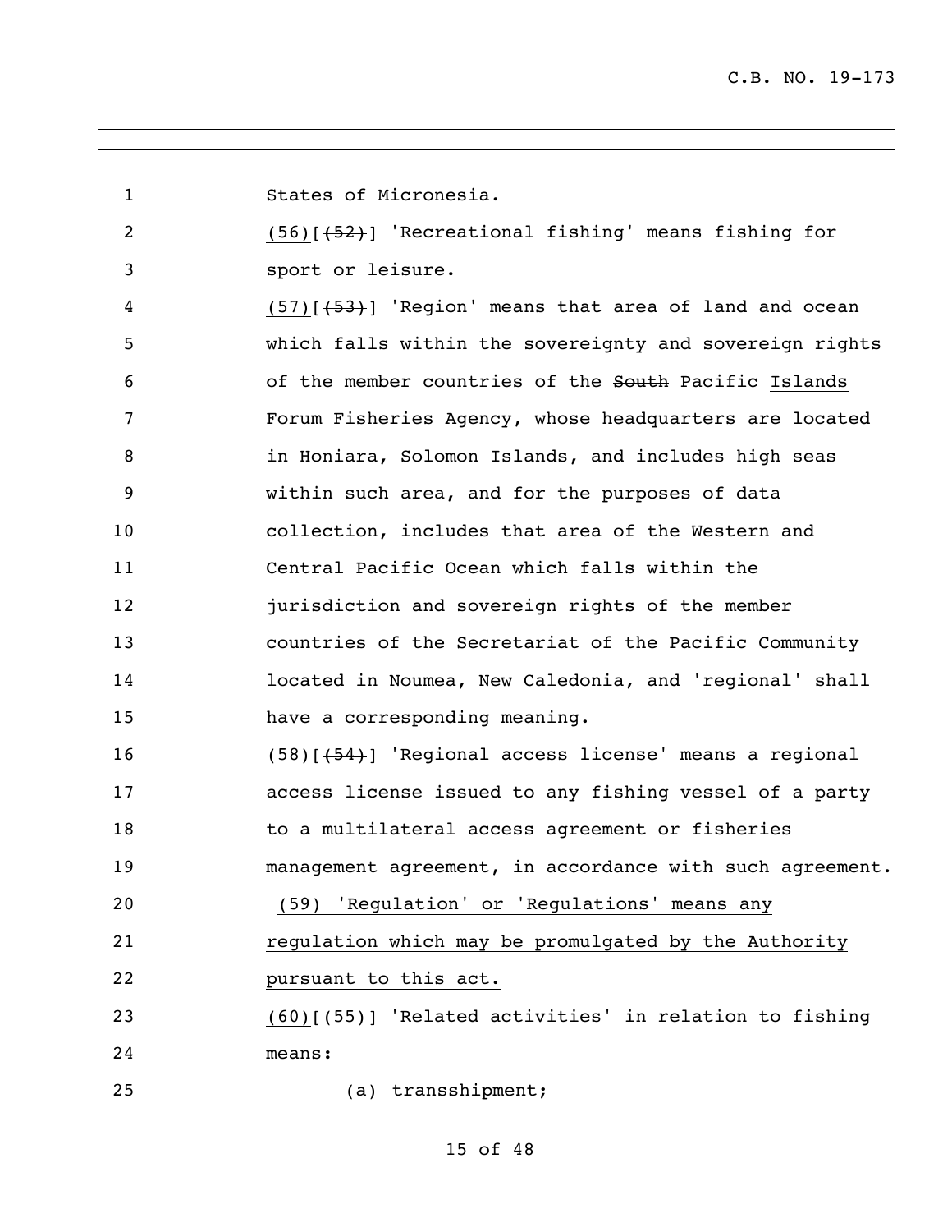States of Micronesia.

<u>(56)</u>[~~(52)~~] 'Recreational fishing' means fishing for sport or leisure.

<u>(57)</u>[~~(53)~~] 'Region' means that area of land and ocean which falls within the sovereignty and sovereign rights of the member countries of the ~~South~~ Pacific <u>Islands</u> Forum Fisheries Agency, whose headquarters are located in Honiara, Solomon Islands, and includes high seas within such area, and for the purposes of data collection, includes that area of the Western and Central Pacific Ocean which falls within the jurisdiction and sovereign rights of the member countries of the Secretariat of the Pacific Community located in Noumea, New Caledonia, and 'regional' shall have a corresponding meaning.

<u>(58)</u>[~~(54)~~] 'Regional access license' means a regional access license issued to any fishing vessel of a party to a multilateral access agreement or fisheries management agreement, in accordance with such agreement.

<u>(59) 'Regulation' or 'Regulations' means any regulation which may be promulgated by the Authority pursuant to this act.</u>

<u>(60)</u>[~~(55)~~] 'Related activities' in relation to fishing means:

(a) transshipment;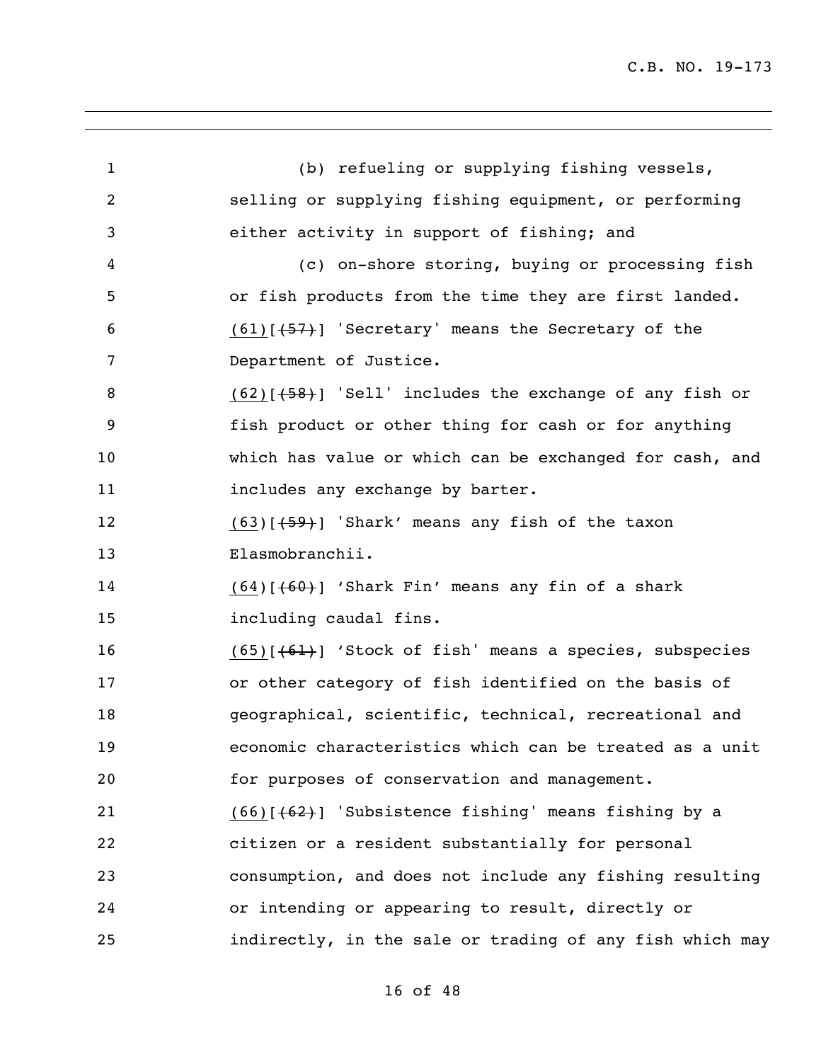(b) refueling or supplying fishing vessels, selling or supplying fishing equipment, or performing either activity in support of fishing; and

(c) on-shore storing, buying or processing fish or fish products from the time they are first landed.

(61)[~~(57)~~] 'Secretary' means the Secretary of the Department of Justice.

(62)[~~(58)~~] 'Sell' includes the exchange of any fish or fish product or other thing for cash or for anything which has value or which can be exchanged for cash, and includes any exchange by barter.

(63)[~~(59)~~] 'Shark' means any fish of the taxon Elasmobranchii.

(64)[~~(60)~~] 'Shark Fin' means any fin of a shark including caudal fins.

(65)[~~(61)~~] 'Stock of fish' means a species, subspecies or other category of fish identified on the basis of geographical, scientific, technical, recreational and economic characteristics which can be treated as a unit for purposes of conservation and management.

(66)[~~(62)~~] 'Subsistence fishing' means fishing by a citizen or a resident substantially for personal consumption, and does not include any fishing resulting or intending or appearing to result, directly or indirectly, in the sale or trading of any fish which may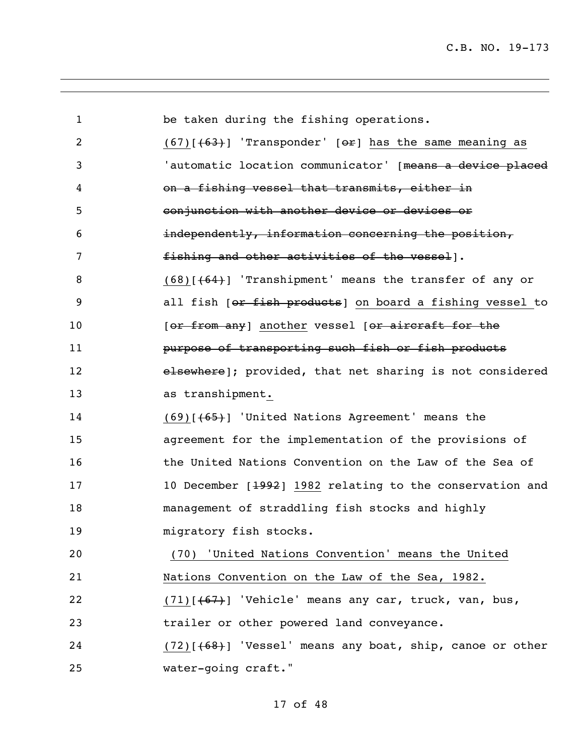be taken during the fishing operations.

(67)[~~(63)~~] 'Transponder' [~~or~~] has the same meaning as 'automatic location communicator' [~~means a device placed on a fishing vessel that transmits, either in conjunction with another device or devices or independently, information concerning the position, fishing and other activities of the vessel~~].

(68)[~~(64)~~] 'Transhipment' means the transfer of any or all fish [~~or fish products~~] on board a fishing vessel to [~~or from any~~] another vessel [~~or aircraft for the purpose of transporting such fish or fish products elsewhere~~]; provided, that net sharing is not considered as transhipment.

(69)[~~(65)~~] 'United Nations Agreement' means the agreement for the implementation of the provisions of the United Nations Convention on the Law of the Sea of 10 December [~~1992~~] 1982 relating to the conservation and management of straddling fish stocks and highly migratory fish stocks.

(70) 'United Nations Convention' means the United Nations Convention on the Law of the Sea, 1982.

(71)[~~(67)~~] 'Vehicle' means any car, truck, van, bus, trailer or other powered land conveyance.

(72)[~~(68)~~] 'Vessel' means any boat, ship, canoe or other water-going craft."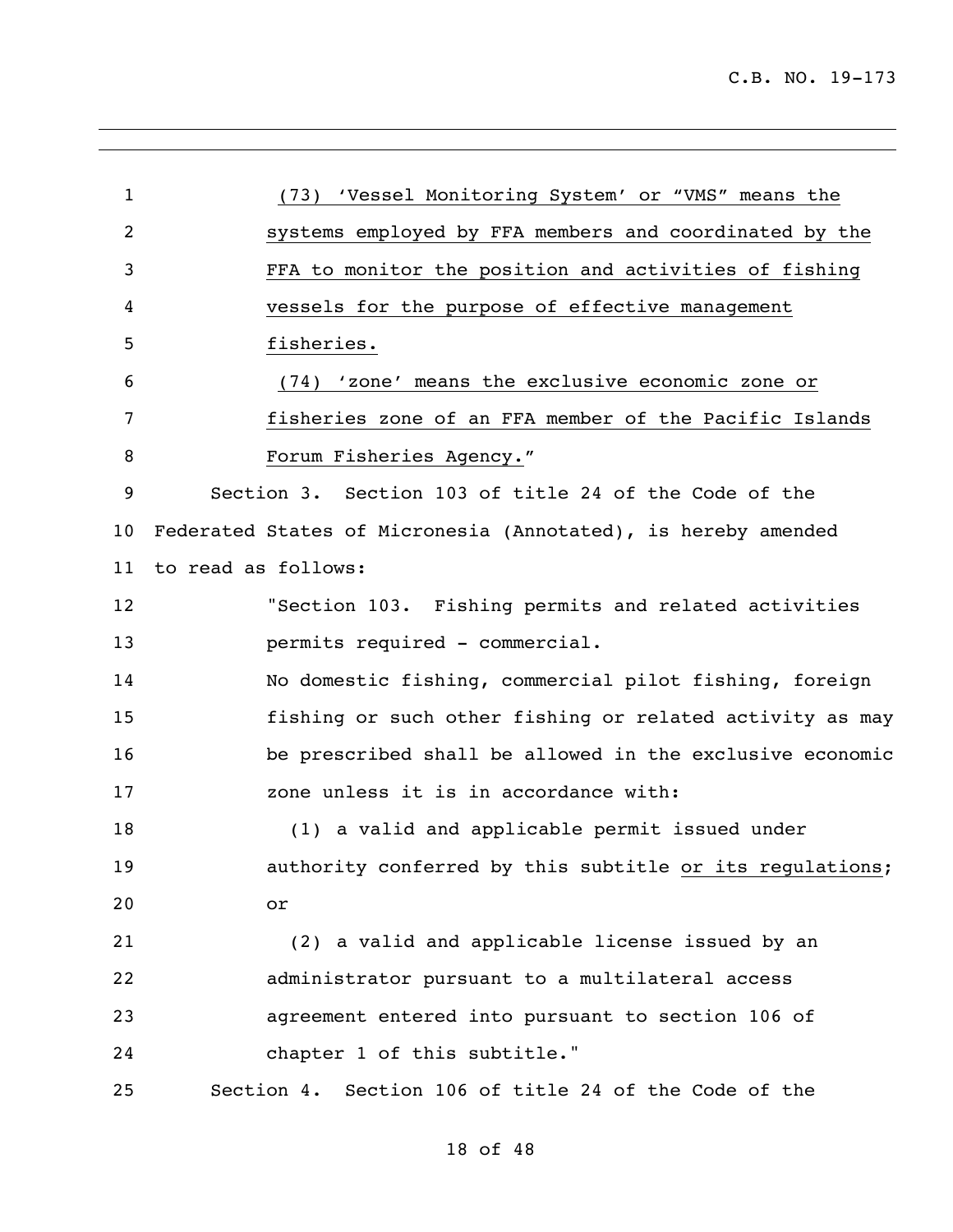(73) 'Vessel Monitoring System' or "VMS" means the systems employed by FFA members and coordinated by the FFA to monitor the position and activities of fishing vessels for the purpose of effective management fisheries.

(74) 'zone' means the exclusive economic zone or fisheries zone of an FFA member of the Pacific Islands Forum Fisheries Agency."

Section 3. Section 103 of title 24 of the Code of the Federated States of Micronesia (Annotated), is hereby amended to read as follows:

"Section 103. Fishing permits and related activities permits required - commercial.

No domestic fishing, commercial pilot fishing, foreign fishing or such other fishing or related activity as may be prescribed shall be allowed in the exclusive economic zone unless it is in accordance with:

(1) a valid and applicable permit issued under authority conferred by this subtitle or its regulations; or

(2) a valid and applicable license issued by an administrator pursuant to a multilateral access agreement entered into pursuant to section 106 of chapter 1 of this subtitle."

Section 4. Section 106 of title 24 of the Code of the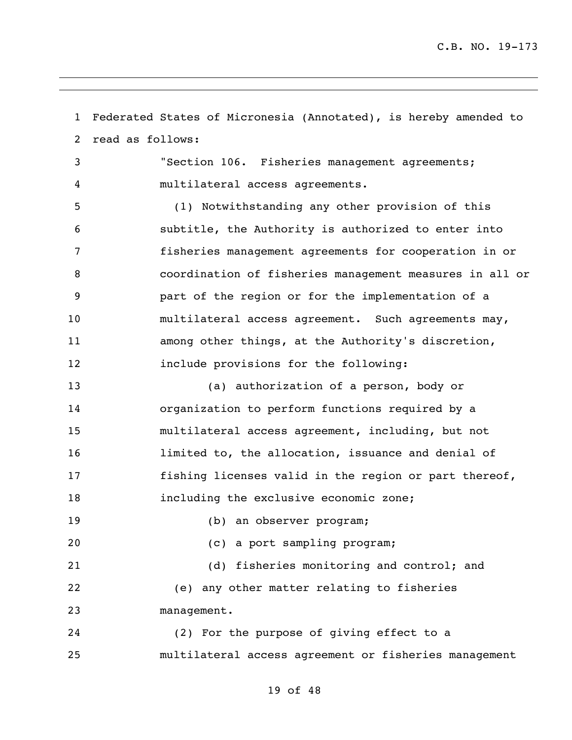Federated States of Micronesia (Annotated), is hereby amended to read as follows:

"Section 106. Fisheries management agreements; multilateral access agreements.

(1) Notwithstanding any other provision of this subtitle, the Authority is authorized to enter into fisheries management agreements for cooperation in or coordination of fisheries management measures in all or part of the region or for the implementation of a multilateral access agreement. Such agreements may, among other things, at the Authority's discretion, include provisions for the following:

(a) authorization of a person, body or organization to perform functions required by a multilateral access agreement, including, but not limited to, the allocation, issuance and denial of fishing licenses valid in the region or part thereof, including the exclusive economic zone;

(b) an observer program;

(c) a port sampling program;

(d) fisheries monitoring and control; and

(e) any other matter relating to fisheries management.

(2) For the purpose of giving effect to a multilateral access agreement or fisheries management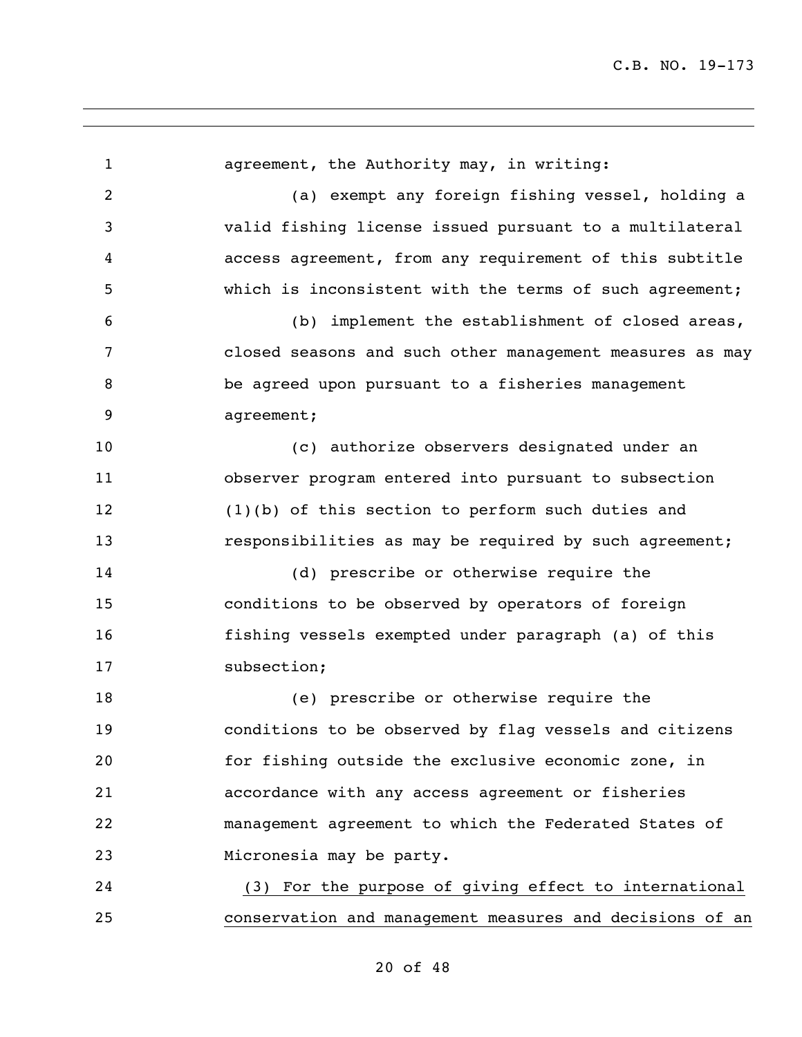agreement, the Authority may, in writing:

(a) exempt any foreign fishing vessel, holding a valid fishing license issued pursuant to a multilateral access agreement, from any requirement of this subtitle which is inconsistent with the terms of such agreement;

(b) implement the establishment of closed areas, closed seasons and such other management measures as may be agreed upon pursuant to a fisheries management agreement;

(c) authorize observers designated under an observer program entered into pursuant to subsection (1)(b) of this section to perform such duties and responsibilities as may be required by such agreement;

(d) prescribe or otherwise require the conditions to be observed by operators of foreign fishing vessels exempted under paragraph (a) of this subsection;

(e) prescribe or otherwise require the conditions to be observed by flag vessels and citizens for fishing outside the exclusive economic zone, in accordance with any access agreement or fisheries management agreement to which the Federated States of Micronesia may be party.

<u>(3) For the purpose of giving effect to international conservation and management measures and decisions of an</u>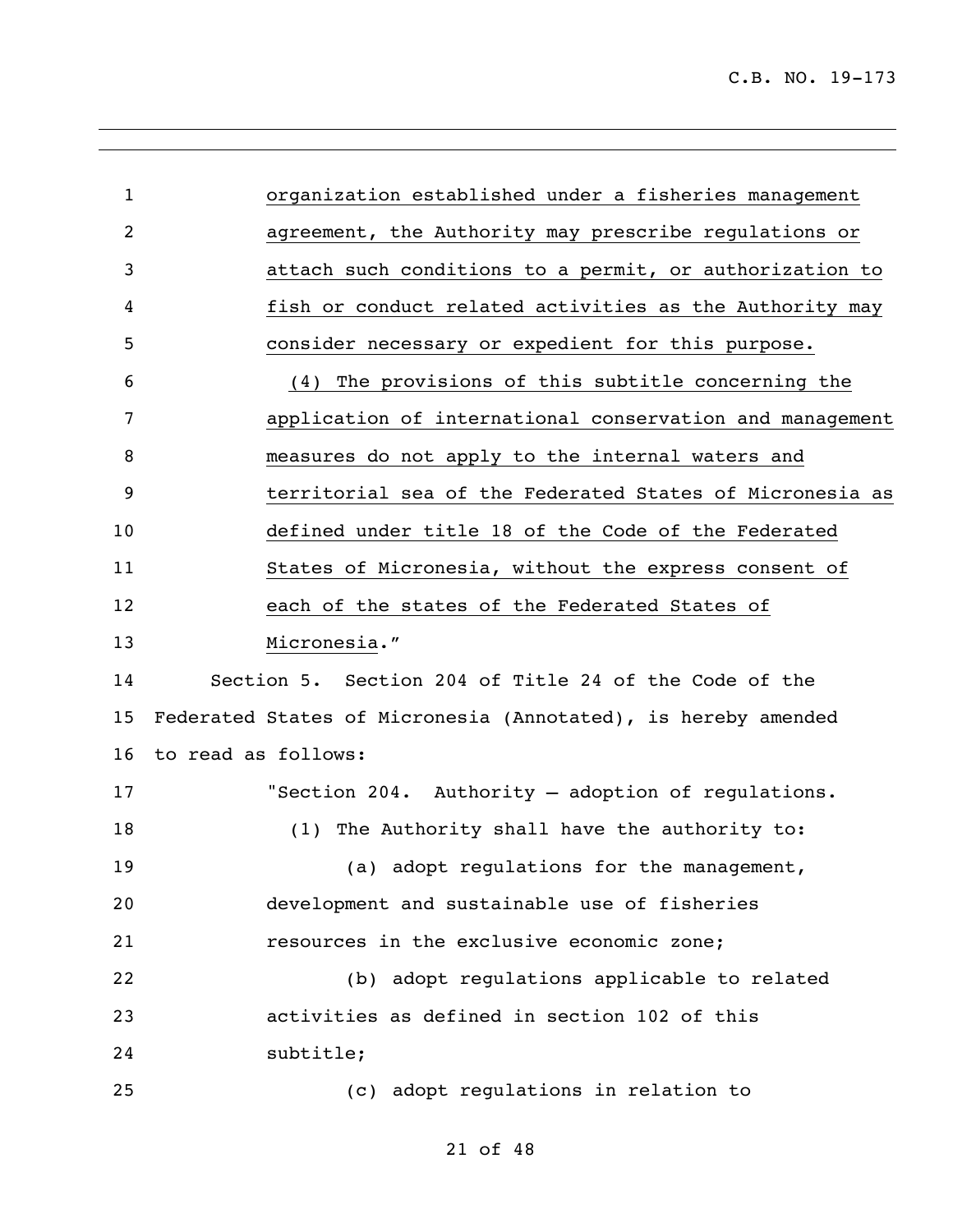organization established under a fisheries management agreement, the Authority may prescribe regulations or attach such conditions to a permit, or authorization to fish or conduct related activities as the Authority may consider necessary or expedient for this purpose.

(4) The provisions of this subtitle concerning the application of international conservation and management measures do not apply to the internal waters and territorial sea of the Federated States of Micronesia as defined under title 18 of the Code of the Federated States of Micronesia, without the express consent of each of the states of the Federated States of Micronesia."

Section 5. Section 204 of Title 24 of the Code of the Federated States of Micronesia (Annotated), is hereby amended to read as follows:

"Section 204. Authority – adoption of regulations.

(1) The Authority shall have the authority to:

(a) adopt regulations for the management, development and sustainable use of fisheries resources in the exclusive economic zone;

(b) adopt regulations applicable to related activities as defined in section 102 of this subtitle;

(c) adopt regulations in relation to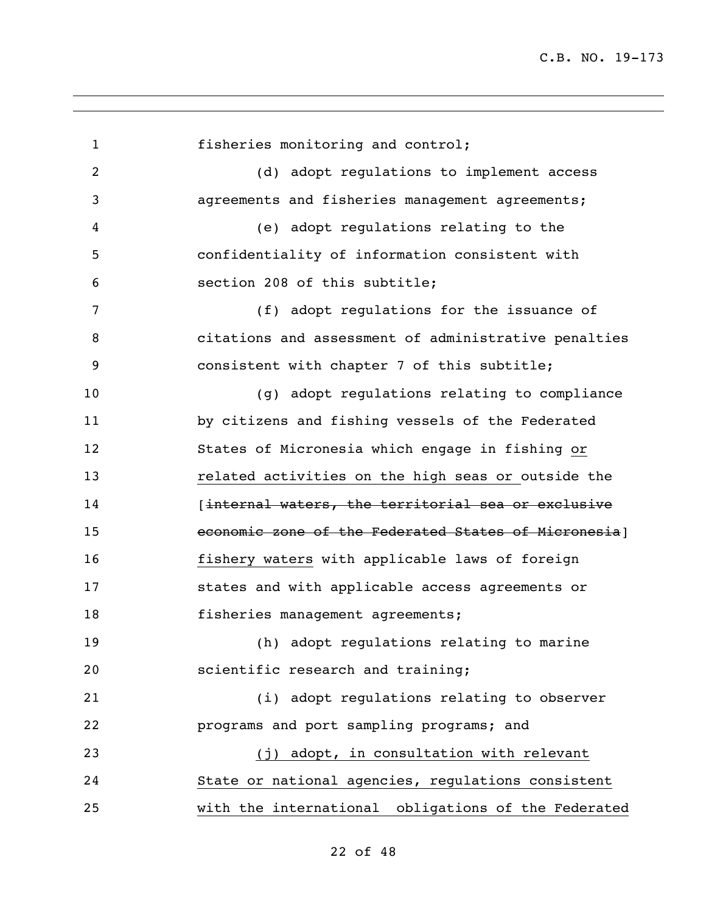fisheries monitoring and control;

(d) adopt regulations to implement access agreements and fisheries management agreements;

(e) adopt regulations relating to the confidentiality of information consistent with section 208 of this subtitle;

(f) adopt regulations for the issuance of citations and assessment of administrative penalties consistent with chapter 7 of this subtitle;

(g) adopt regulations relating to compliance by citizens and fishing vessels of the Federated States of Micronesia which engage in fishing <u>or related activities on the high seas or </u>outside the [~~internal waters, the territorial sea or exclusive economic zone of the Federated States of Micronesia~~] <u>fishery waters</u> with applicable laws of foreign states and with applicable access agreements or fisheries management agreements;

(h) adopt regulations relating to marine scientific research and training;

(i) adopt regulations relating to observer programs and port sampling programs; and

<u>(j) adopt, in consultation with relevant State or national agencies, regulations consistent with the international obligations of the Federated</u>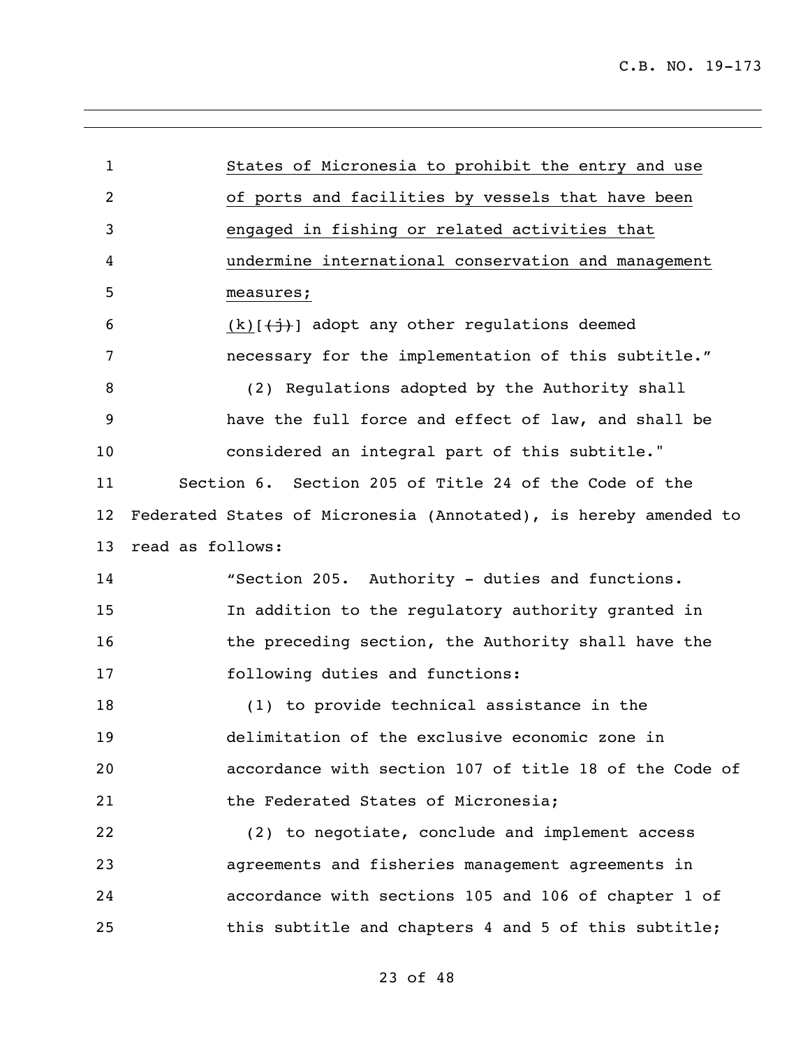States of Micronesia to prohibit the entry and use of ports and facilities by vessels that have been engaged in fishing or related activities that undermine international conservation and management measures;

(k)[~~(j)~~] adopt any other regulations deemed necessary for the implementation of this subtitle."

(2) Regulations adopted by the Authority shall have the full force and effect of law, and shall be considered an integral part of this subtitle."

Section 6. Section 205 of Title 24 of the Code of the Federated States of Micronesia (Annotated), is hereby amended to read as follows:

"Section 205. Authority - duties and functions. In addition to the regulatory authority granted in the preceding section, the Authority shall have the following duties and functions:

(1) to provide technical assistance in the delimitation of the exclusive economic zone in accordance with section 107 of title 18 of the Code of the Federated States of Micronesia;

(2) to negotiate, conclude and implement access agreements and fisheries management agreements in accordance with sections 105 and 106 of chapter 1 of this subtitle and chapters 4 and 5 of this subtitle;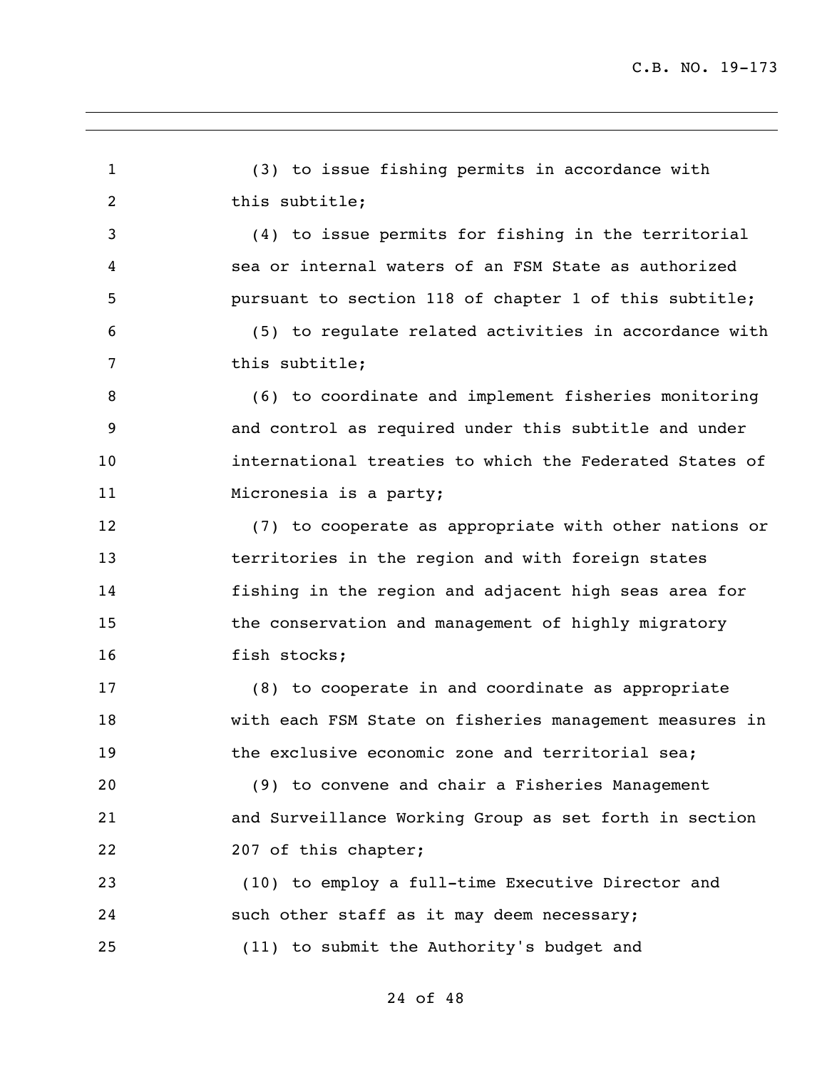(3) to issue fishing permits in accordance with this subtitle;

(4) to issue permits for fishing in the territorial sea or internal waters of an FSM State as authorized pursuant to section 118 of chapter 1 of this subtitle;

(5) to regulate related activities in accordance with this subtitle;

(6) to coordinate and implement fisheries monitoring and control as required under this subtitle and under international treaties to which the Federated States of Micronesia is a party;

(7) to cooperate as appropriate with other nations or territories in the region and with foreign states fishing in the region and adjacent high seas area for the conservation and management of highly migratory fish stocks;

(8) to cooperate in and coordinate as appropriate with each FSM State on fisheries management measures in the exclusive economic zone and territorial sea;

(9) to convene and chair a Fisheries Management and Surveillance Working Group as set forth in section 207 of this chapter;

(10) to employ a full-time Executive Director and such other staff as it may deem necessary;

(11) to submit the Authority's budget and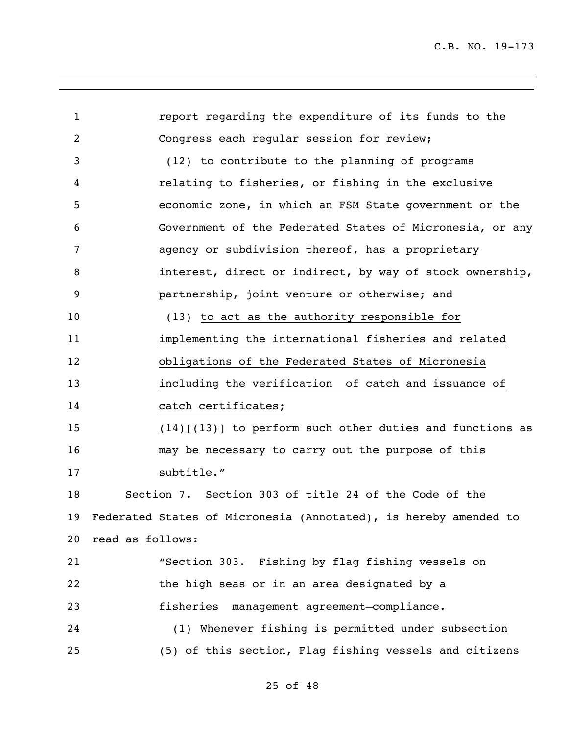report regarding the expenditure of its funds to the Congress each regular session for review;

(12) to contribute to the planning of programs relating to fisheries, or fishing in the exclusive economic zone, in which an FSM State government or the Government of the Federated States of Micronesia, or any agency or subdivision thereof, has a proprietary interest, direct or indirect, by way of stock ownership, partnership, joint venture or otherwise; and

(13) <u>to act as the authority responsible for implementing the international fisheries and related obligations of the Federated States of Micronesia including the verification of catch and issuance of catch certificates;</u>

<u>(14)</u>[~~(13)~~] to perform such other duties and functions as may be necessary to carry out the purpose of this subtitle."

Section 7. Section 303 of title 24 of the Code of the Federated States of Micronesia (Annotated), is hereby amended to read as follows:

"Section 303. Fishing by flag fishing vessels on the high seas or in an area designated by a fisheries management agreement—compliance.

(1) <u>Whenever fishing is permitted under subsection (5) of this section,</u> Flag fishing vessels and citizens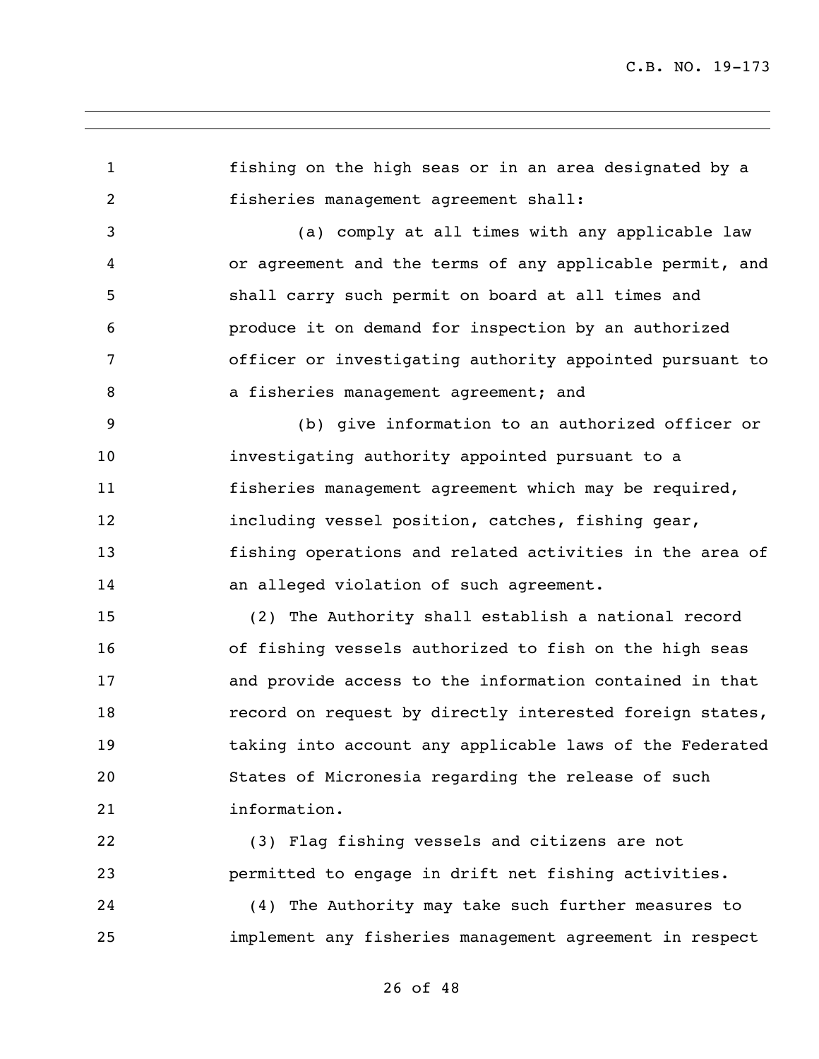fishing on the high seas or in an area designated by a fisheries management agreement shall:

(a) comply at all times with any applicable law or agreement and the terms of any applicable permit, and shall carry such permit on board at all times and produce it on demand for inspection by an authorized officer or investigating authority appointed pursuant to a fisheries management agreement; and

(b) give information to an authorized officer or investigating authority appointed pursuant to a fisheries management agreement which may be required, including vessel position, catches, fishing gear, fishing operations and related activities in the area of an alleged violation of such agreement.

(2) The Authority shall establish a national record of fishing vessels authorized to fish on the high seas and provide access to the information contained in that record on request by directly interested foreign states, taking into account any applicable laws of the Federated States of Micronesia regarding the release of such information.

(3) Flag fishing vessels and citizens are not permitted to engage in drift net fishing activities.

(4) The Authority may take such further measures to implement any fisheries management agreement in respect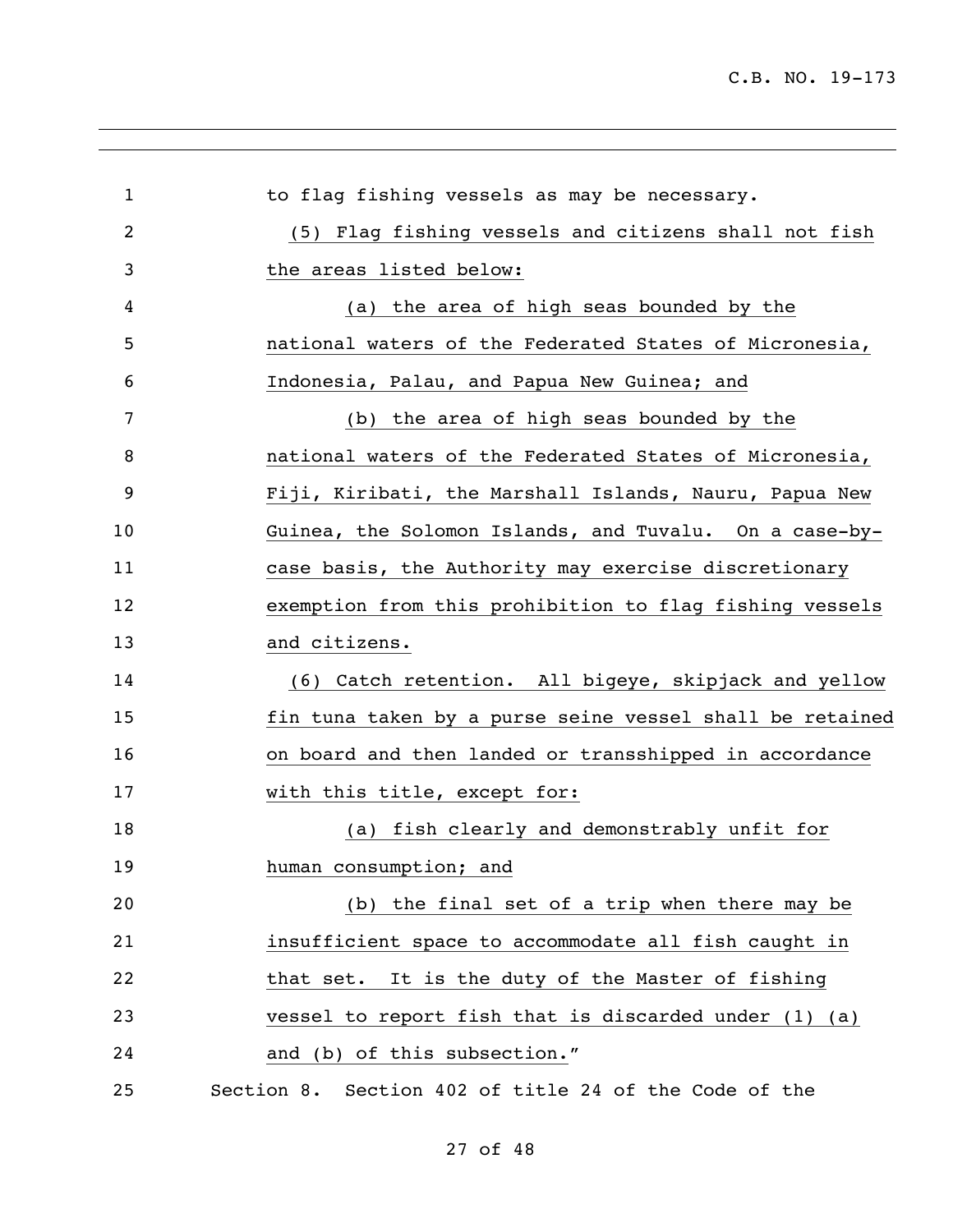to flag fishing vessels as may be necessary.

(5) Flag fishing vessels and citizens shall not fish the areas listed below:

(a) the area of high seas bounded by the national waters of the Federated States of Micronesia, Indonesia, Palau, and Papua New Guinea; and

(b) the area of high seas bounded by the national waters of the Federated States of Micronesia, Fiji, Kiribati, the Marshall Islands, Nauru, Papua New Guinea, the Solomon Islands, and Tuvalu. On a case-by-case basis, the Authority may exercise discretionary exemption from this prohibition to flag fishing vessels and citizens.

(6) Catch retention. All bigeye, skipjack and yellow fin tuna taken by a purse seine vessel shall be retained on board and then landed or transshipped in accordance with this title, except for:

(a) fish clearly and demonstrably unfit for human consumption; and

(b) the final set of a trip when there may be insufficient space to accommodate all fish caught in that set. It is the duty of the Master of fishing vessel to report fish that is discarded under (1) (a) and (b) of this subsection."

Section 8. Section 402 of title 24 of the Code of the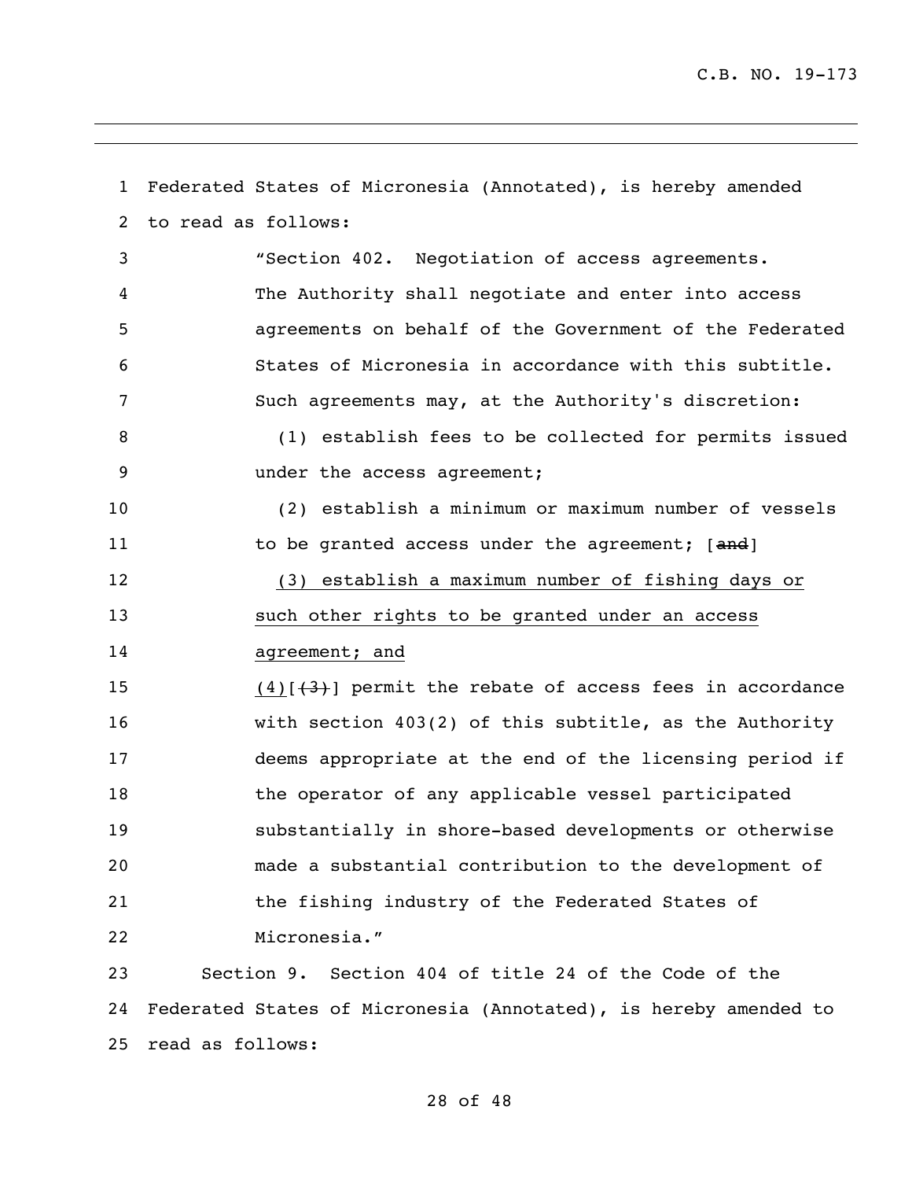Federated States of Micronesia (Annotated), is hereby amended to read as follows:

> "Section 402. Negotiation of access agreements.
> The Authority shall negotiate and enter into access agreements on behalf of the Government of the Federated States of Micronesia in accordance with this subtitle. Such agreements may, at the Authority's discretion:
>
> (1) establish fees to be collected for permits issued under the access agreement;
>
> (2) establish a minimum or maximum number of vessels to be granted access under the agreement; [~~and~~]
>
> <u>(3) establish a maximum number of fishing days or such other rights to be granted under an access agreement; and</u>
>
> <u>(4)</u>[~~(3)~~] permit the rebate of access fees in accordance with section 403(2) of this subtitle, as the Authority deems appropriate at the end of the licensing period if the operator of any applicable vessel participated substantially in shore-based developments or otherwise made a substantial contribution to the development of the fishing industry of the Federated States of Micronesia."

Section 9. Section 404 of title 24 of the Code of the Federated States of Micronesia (Annotated), is hereby amended to read as follows: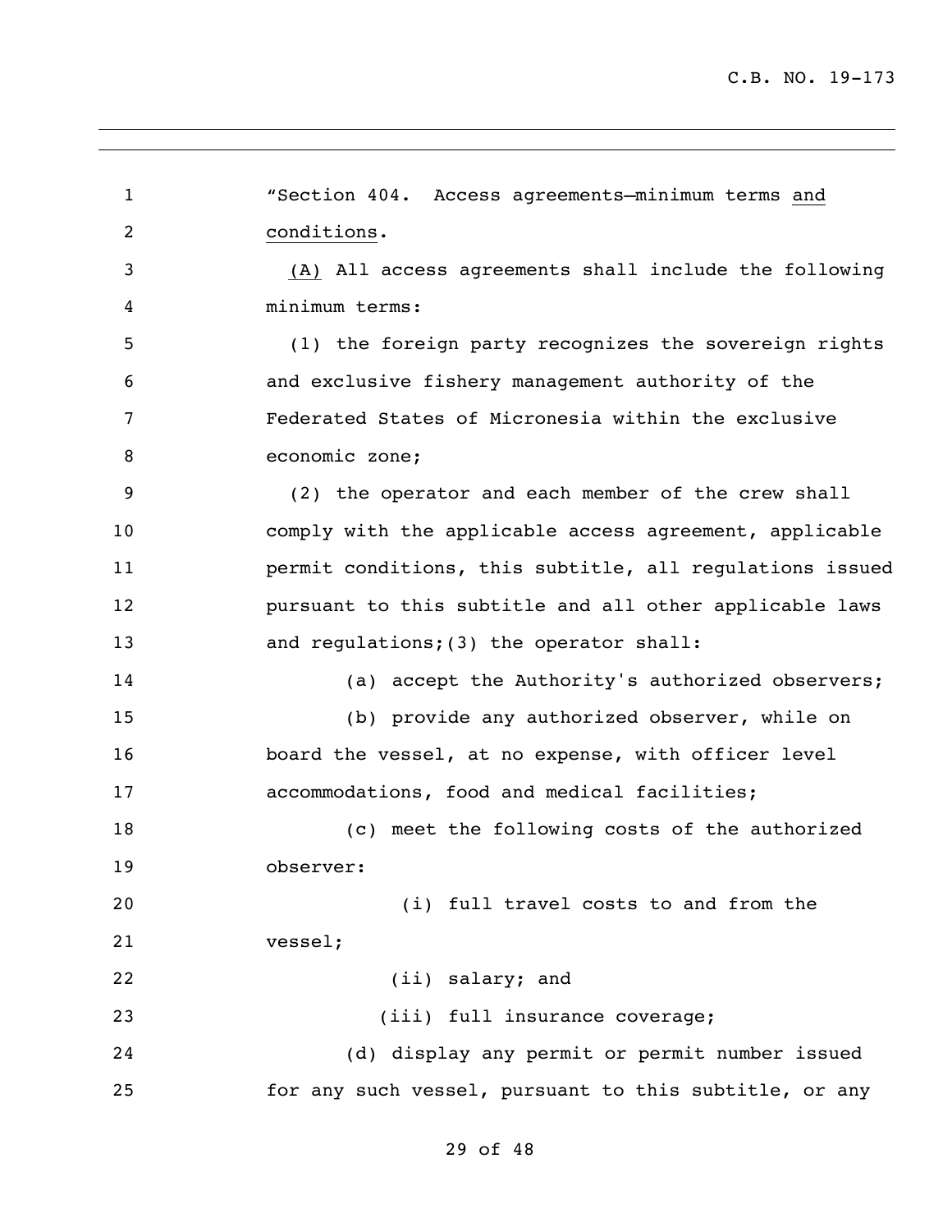"Section 404. Access agreements—minimum terms and conditions.

(A) All access agreements shall include the following minimum terms:

(1) the foreign party recognizes the sovereign rights and exclusive fishery management authority of the Federated States of Micronesia within the exclusive economic zone;

(2) the operator and each member of the crew shall comply with the applicable access agreement, applicable permit conditions, this subtitle, all regulations issued pursuant to this subtitle and all other applicable laws and regulations;(3) the operator shall:

(a) accept the Authority's authorized observers;

(b) provide any authorized observer, while on board the vessel, at no expense, with officer level accommodations, food and medical facilities;

(c) meet the following costs of the authorized observer:

(i) full travel costs to and from the vessel;

(ii) salary; and

(iii) full insurance coverage;

(d) display any permit or permit number issued for any such vessel, pursuant to this subtitle, or any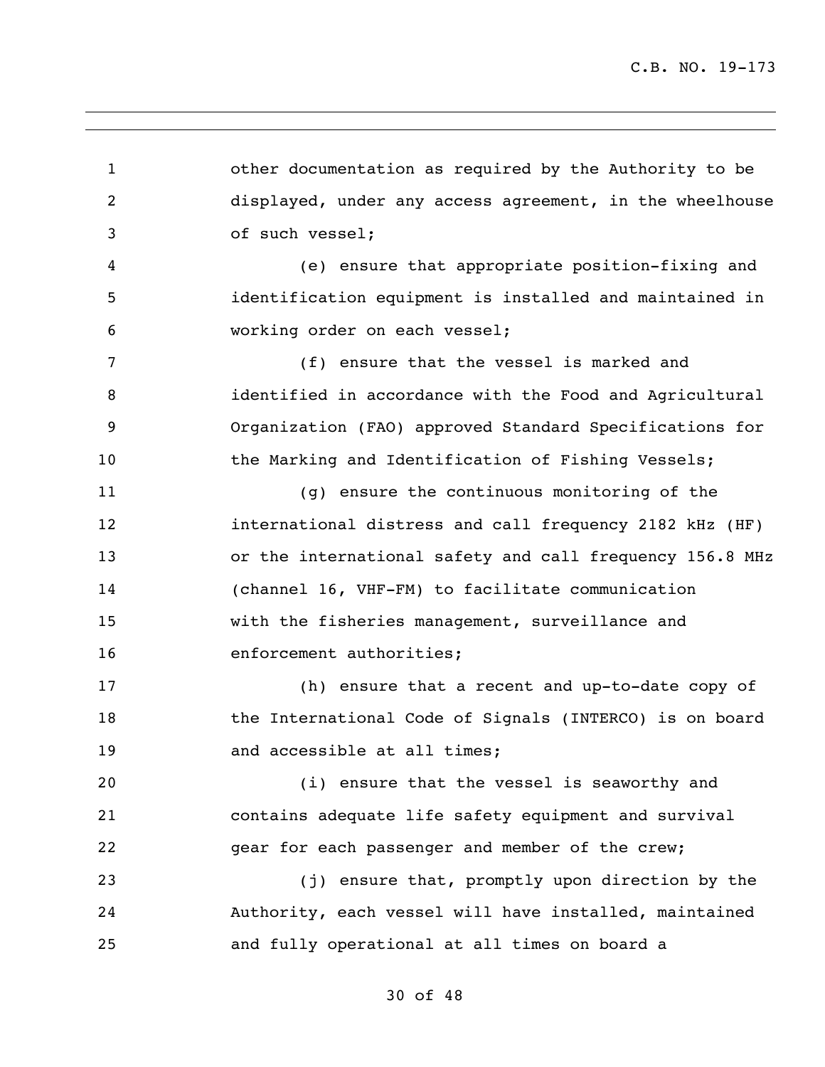other documentation as required by the Authority to be displayed, under any access agreement, in the wheelhouse of such vessel;

(e) ensure that appropriate position-fixing and identification equipment is installed and maintained in working order on each vessel;

(f) ensure that the vessel is marked and identified in accordance with the Food and Agricultural Organization (FAO) approved Standard Specifications for the Marking and Identification of Fishing Vessels;

(g) ensure the continuous monitoring of the international distress and call frequency 2182 kHz (HF) or the international safety and call frequency 156.8 MHz (channel 16, VHF-FM) to facilitate communication with the fisheries management, surveillance and enforcement authorities;

(h) ensure that a recent and up-to-date copy of the International Code of Signals (INTERCO) is on board and accessible at all times;

(i) ensure that the vessel is seaworthy and contains adequate life safety equipment and survival gear for each passenger and member of the crew;

(j) ensure that, promptly upon direction by the Authority, each vessel will have installed, maintained and fully operational at all times on board a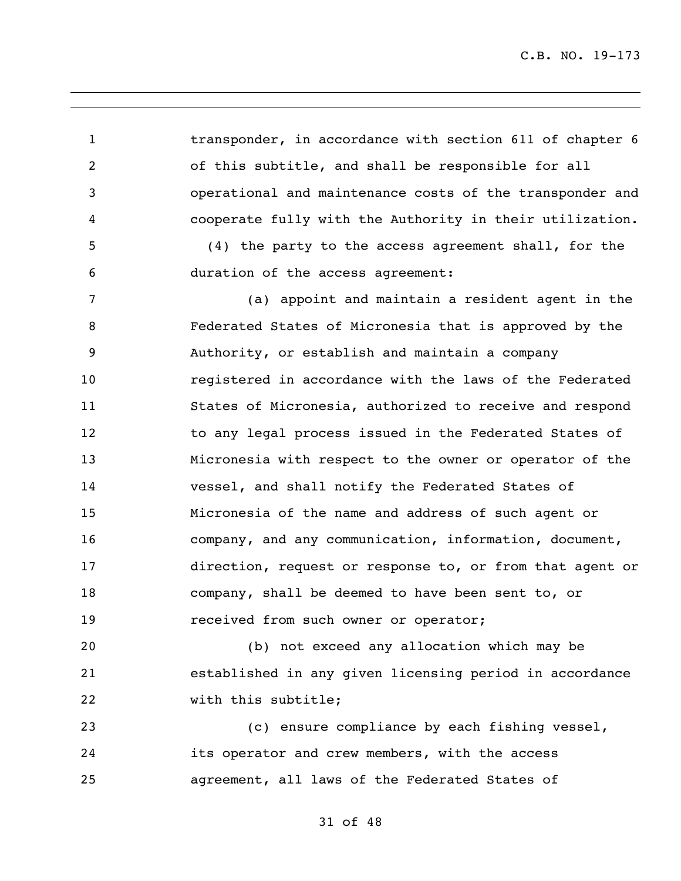transponder, in accordance with section 611 of chapter 6 of this subtitle, and shall be responsible for all operational and maintenance costs of the transponder and cooperate fully with the Authority in their utilization.

(4) the party to the access agreement shall, for the duration of the access agreement:

(a) appoint and maintain a resident agent in the Federated States of Micronesia that is approved by the Authority, or establish and maintain a company registered in accordance with the laws of the Federated States of Micronesia, authorized to receive and respond to any legal process issued in the Federated States of Micronesia with respect to the owner or operator of the vessel, and shall notify the Federated States of Micronesia of the name and address of such agent or company, and any communication, information, document, direction, request or response to, or from that agent or company, shall be deemed to have been sent to, or received from such owner or operator;

(b) not exceed any allocation which may be established in any given licensing period in accordance with this subtitle;

(c) ensure compliance by each fishing vessel, its operator and crew members, with the access agreement, all laws of the Federated States of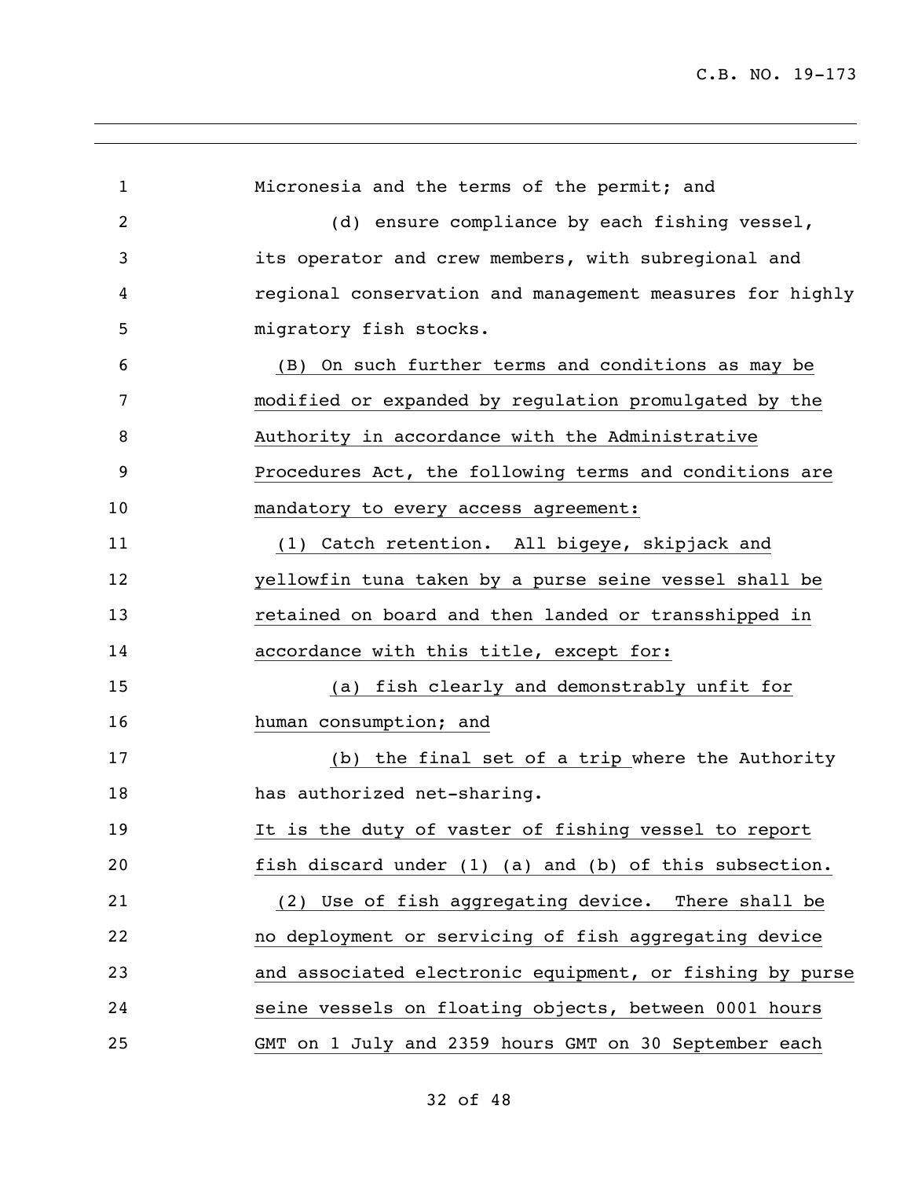Micronesia and the terms of the permit; and

(d) ensure compliance by each fishing vessel, its operator and crew members, with subregional and regional conservation and management measures for highly migratory fish stocks.

(B) On such further terms and conditions as may be modified or expanded by regulation promulgated by the Authority in accordance with the Administrative Procedures Act, the following terms and conditions are mandatory to every access agreement:

(1) Catch retention. All bigeye, skipjack and yellowfin tuna taken by a purse seine vessel shall be retained on board and then landed or transshipped in accordance with this title, except for:

(a) fish clearly and demonstrably unfit for human consumption; and

(b) the final set of a trip where the Authority has authorized net-sharing.

It is the duty of vaster of fishing vessel to report fish discard under (1) (a) and (b) of this subsection.

(2) Use of fish aggregating device. There shall be no deployment or servicing of fish aggregating device and associated electronic equipment, or fishing by purse seine vessels on floating objects, between 0001 hours GMT on 1 July and 2359 hours GMT on 30 September each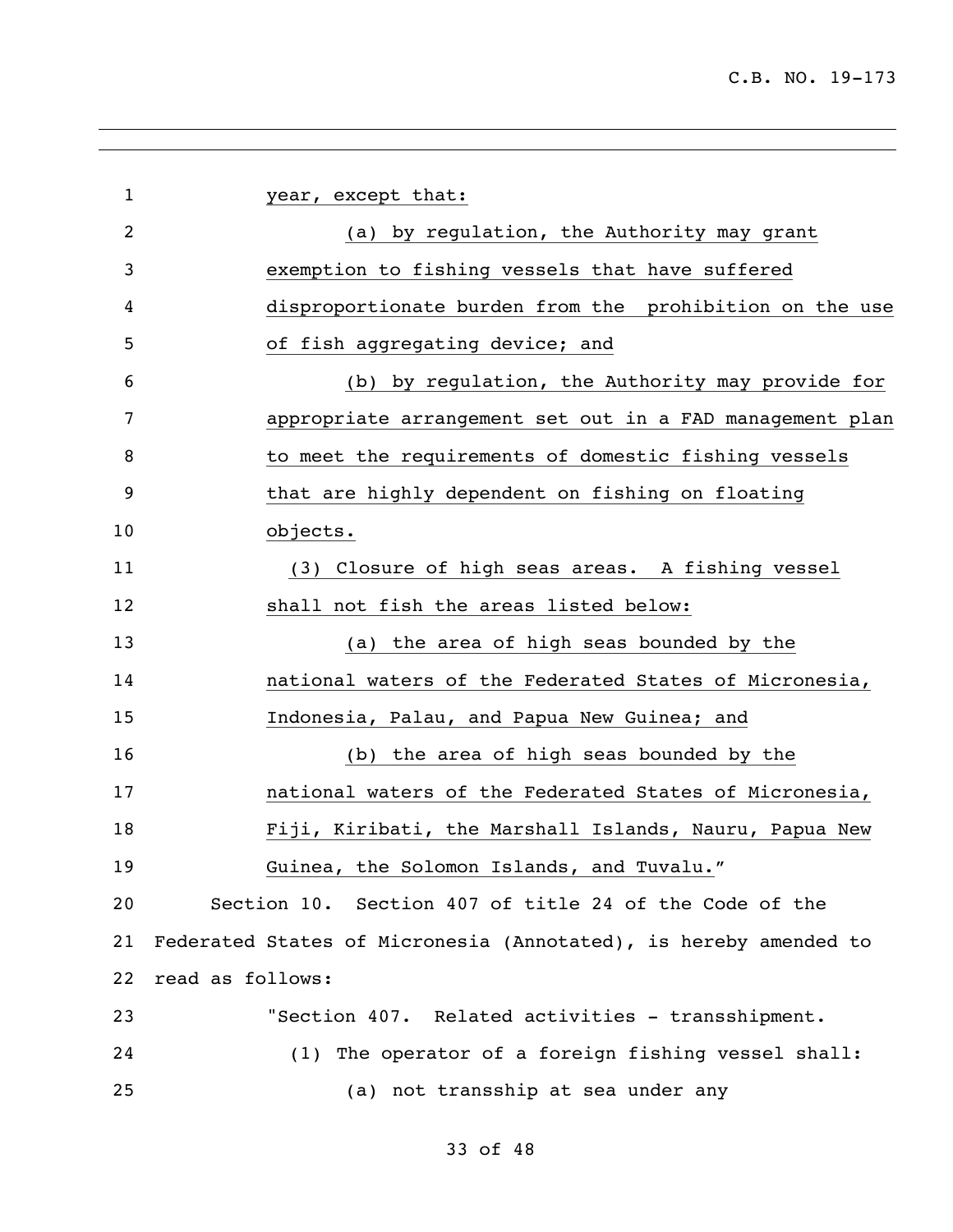year, except that:

(a) by regulation, the Authority may grant exemption to fishing vessels that have suffered disproportionate burden from the prohibition on the use of fish aggregating device; and

(b) by regulation, the Authority may provide for appropriate arrangement set out in a FAD management plan to meet the requirements of domestic fishing vessels that are highly dependent on fishing on floating objects.

(3) Closure of high seas areas. A fishing vessel shall not fish the areas listed below:

(a) the area of high seas bounded by the national waters of the Federated States of Micronesia, Indonesia, Palau, and Papua New Guinea; and

(b) the area of high seas bounded by the national waters of the Federated States of Micronesia, Fiji, Kiribati, the Marshall Islands, Nauru, Papua New Guinea, the Solomon Islands, and Tuvalu."

Section 10. Section 407 of title 24 of the Code of the Federated States of Micronesia (Annotated), is hereby amended to read as follows:

"Section 407. Related activities - transshipment.

(1) The operator of a foreign fishing vessel shall:

(a) not transship at sea under any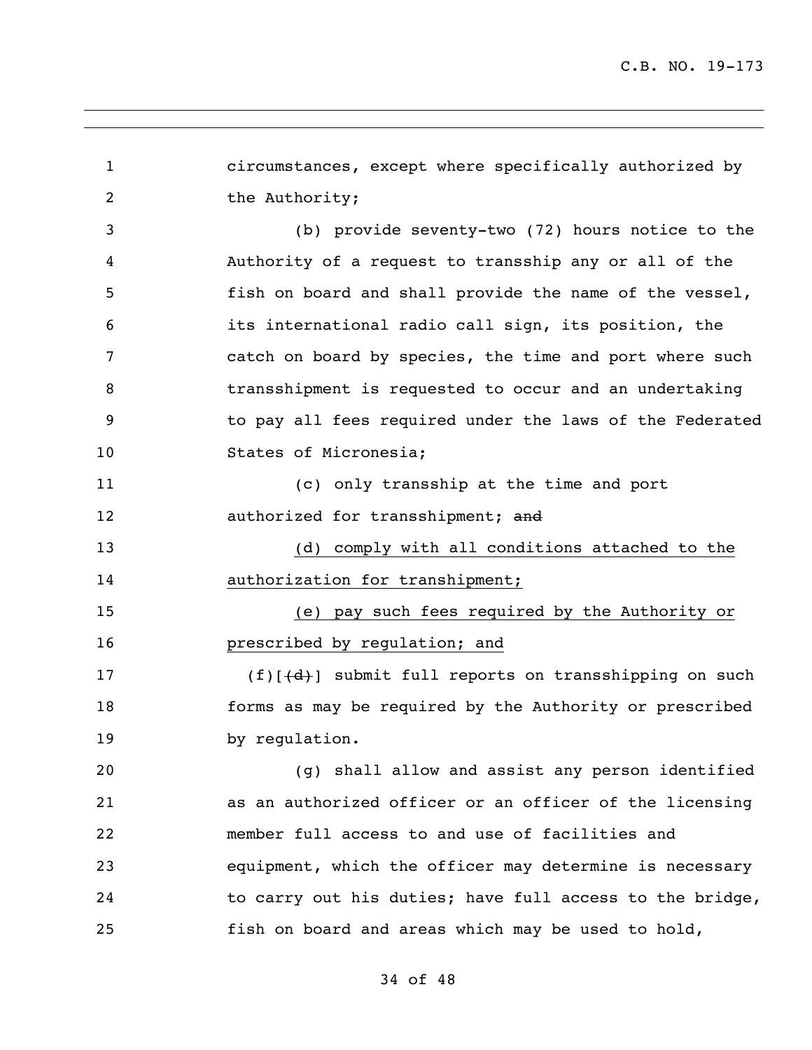circumstances, except where specifically authorized by the Authority;

(b) provide seventy-two (72) hours notice to the Authority of a request to transship any or all of the fish on board and shall provide the name of the vessel, its international radio call sign, its position, the catch on board by species, the time and port where such transshipment is requested to occur and an undertaking to pay all fees required under the laws of the Federated States of Micronesia;

(c) only transship at the time and port authorized for transshipment; ~~and~~

<u>(d) comply with all conditions attached to the authorization for transhipment;</u>

<u>(e) pay such fees required by the Authority or prescribed by regulation; and</u>

(f)[~~(d)~~] submit full reports on transshipping on such forms as may be required by the Authority or prescribed by regulation.

(g) shall allow and assist any person identified as an authorized officer or an officer of the licensing member full access to and use of facilities and equipment, which the officer may determine is necessary to carry out his duties; have full access to the bridge, fish on board and areas which may be used to hold,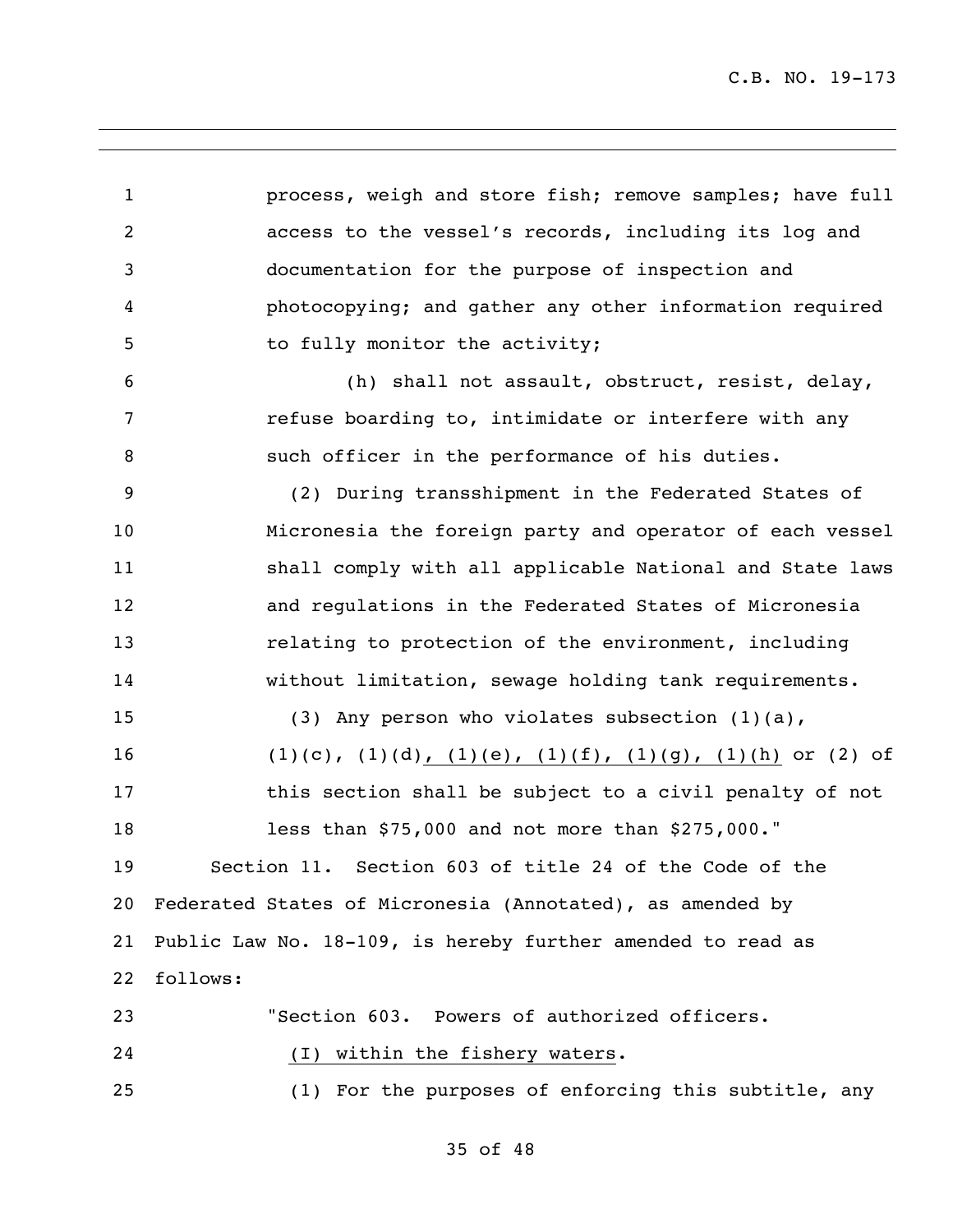process, weigh and store fish; remove samples; have full access to the vessel's records, including its log and documentation for the purpose of inspection and photocopying; and gather any other information required to fully monitor the activity;

(h) shall not assault, obstruct, resist, delay, refuse boarding to, intimidate or interfere with any such officer in the performance of his duties.

(2) During transshipment in the Federated States of Micronesia the foreign party and operator of each vessel shall comply with all applicable National and State laws and regulations in the Federated States of Micronesia relating to protection of the environment, including without limitation, sewage holding tank requirements.

(3) Any person who violates subsection (1)(a), (1)(c), (1)(d)<u>, (1)(e), (1)(f), (1)(g), (1)(h)</u> or (2) of this section shall be subject to a civil penalty of not less than $75,000 and not more than $275,000."

Section 11. Section 603 of title 24 of the Code of the Federated States of Micronesia (Annotated), as amended by Public Law No. 18-109, is hereby further amended to read as follows:

"Section 603. Powers of authorized officers.

<u>(I) within the fishery waters</u>.

(1) For the purposes of enforcing this subtitle, any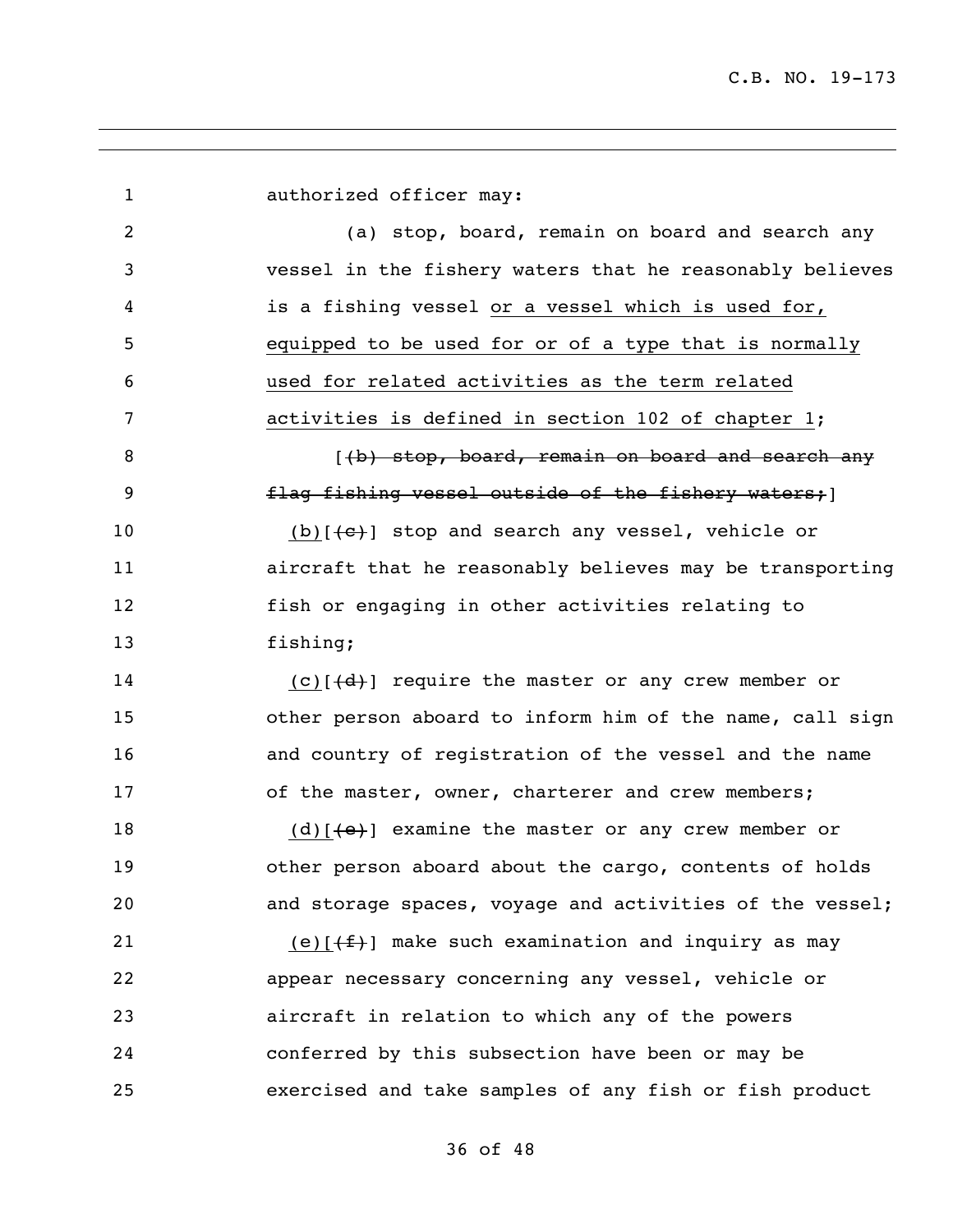authorized officer may:

(a) stop, board, remain on board and search any vessel in the fishery waters that he reasonably believes is a fishing vessel <u>or a vessel which is used for, equipped to be used for or of a type that is normally used for related activities as the term related activities is defined in section 102 of chapter 1</u>;

[~~(b) stop, board, remain on board and search any flag fishing vessel outside of the fishery waters;~~]

<u>(b)</u>[~~(c)~~] stop and search any vessel, vehicle or aircraft that he reasonably believes may be transporting fish or engaging in other activities relating to fishing;

<u>(c)</u>[~~(d)~~] require the master or any crew member or other person aboard to inform him of the name, call sign and country of registration of the vessel and the name of the master, owner, charterer and crew members;

<u>(d)</u>[~~(e)~~] examine the master or any crew member or other person aboard about the cargo, contents of holds and storage spaces, voyage and activities of the vessel;

<u>(e)</u>[~~(f)~~] make such examination and inquiry as may appear necessary concerning any vessel, vehicle or aircraft in relation to which any of the powers conferred by this subsection have been or may be exercised and take samples of any fish or fish product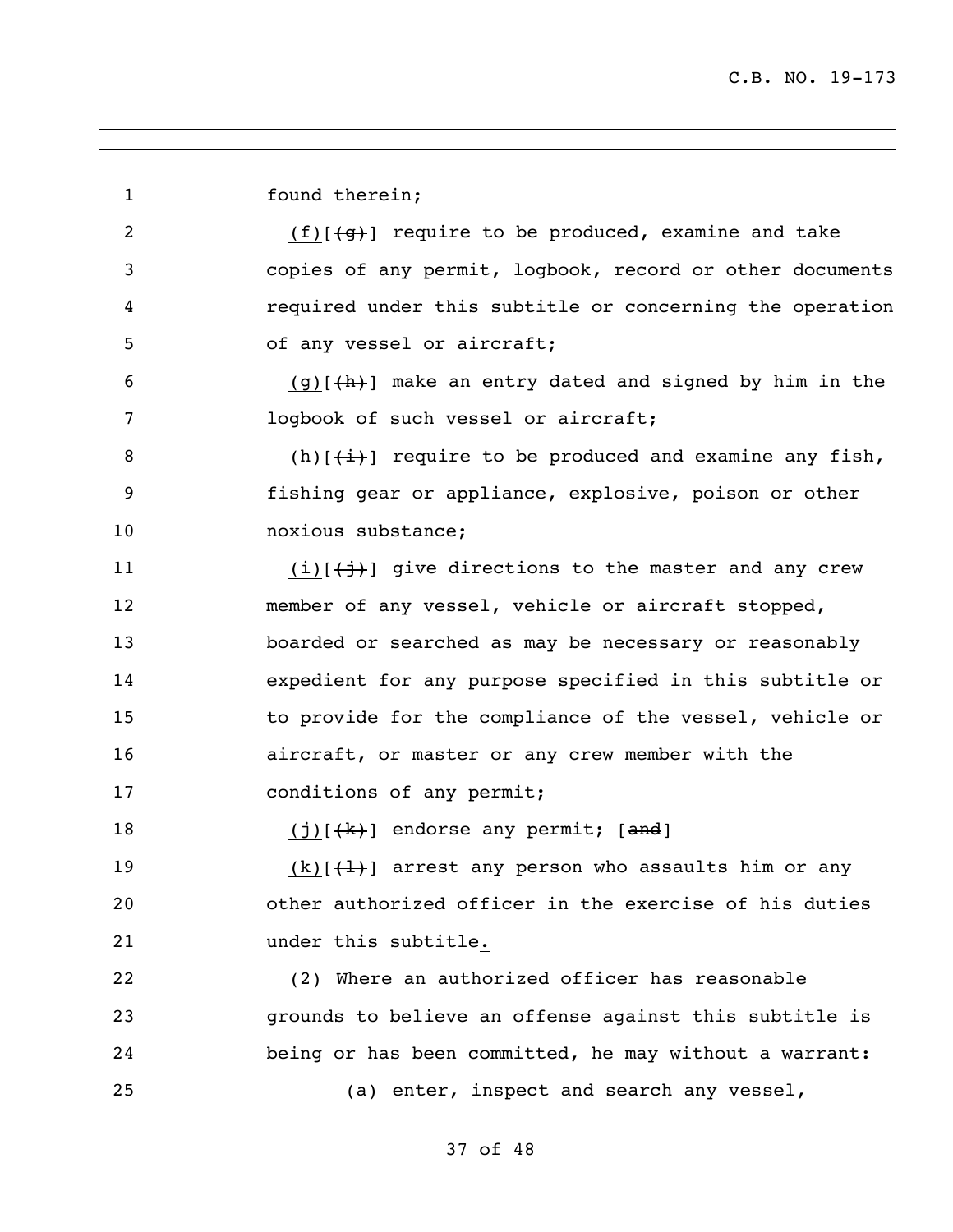found therein;

(f)[(g)] require to be produced, examine and take copies of any permit, logbook, record or other documents required under this subtitle or concerning the operation of any vessel or aircraft;

(g)[(h)] make an entry dated and signed by him in the logbook of such vessel or aircraft;

(h)[(i)] require to be produced and examine any fish, fishing gear or appliance, explosive, poison or other noxious substance;

(i)[(j)] give directions to the master and any crew member of any vessel, vehicle or aircraft stopped, boarded or searched as may be necessary or reasonably expedient for any purpose specified in this subtitle or to provide for the compliance of the vessel, vehicle or aircraft, or master or any crew member with the conditions of any permit;

(j)[(k)] endorse any permit; [and]

(k)[(l)] arrest any person who assaults him or any other authorized officer in the exercise of his duties under this subtitle.

(2) Where an authorized officer has reasonable grounds to believe an offense against this subtitle is being or has been committed, he may without a warrant:

(a) enter, inspect and search any vessel,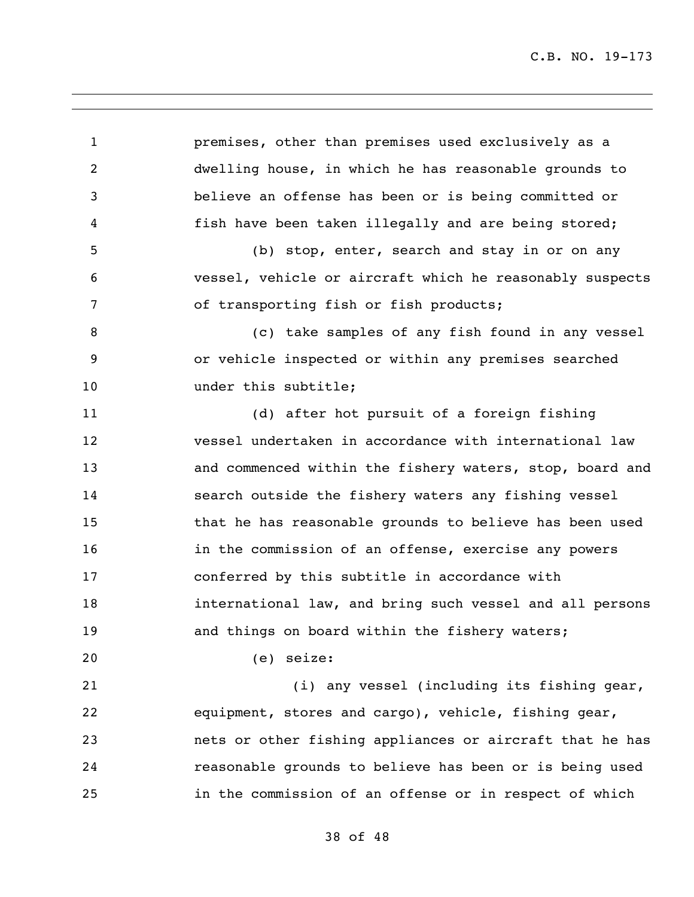premises, other than premises used exclusively as a dwelling house, in which he has reasonable grounds to believe an offense has been or is being committed or fish have been taken illegally and are being stored;

(b) stop, enter, search and stay in or on any vessel, vehicle or aircraft which he reasonably suspects of transporting fish or fish products;

(c) take samples of any fish found in any vessel or vehicle inspected or within any premises searched under this subtitle;

(d) after hot pursuit of a foreign fishing vessel undertaken in accordance with international law and commenced within the fishery waters, stop, board and search outside the fishery waters any fishing vessel that he has reasonable grounds to believe has been used in the commission of an offense, exercise any powers conferred by this subtitle in accordance with international law, and bring such vessel and all persons and things on board within the fishery waters;

(e) seize:

(i) any vessel (including its fishing gear, equipment, stores and cargo), vehicle, fishing gear, nets or other fishing appliances or aircraft that he has reasonable grounds to believe has been or is being used in the commission of an offense or in respect of which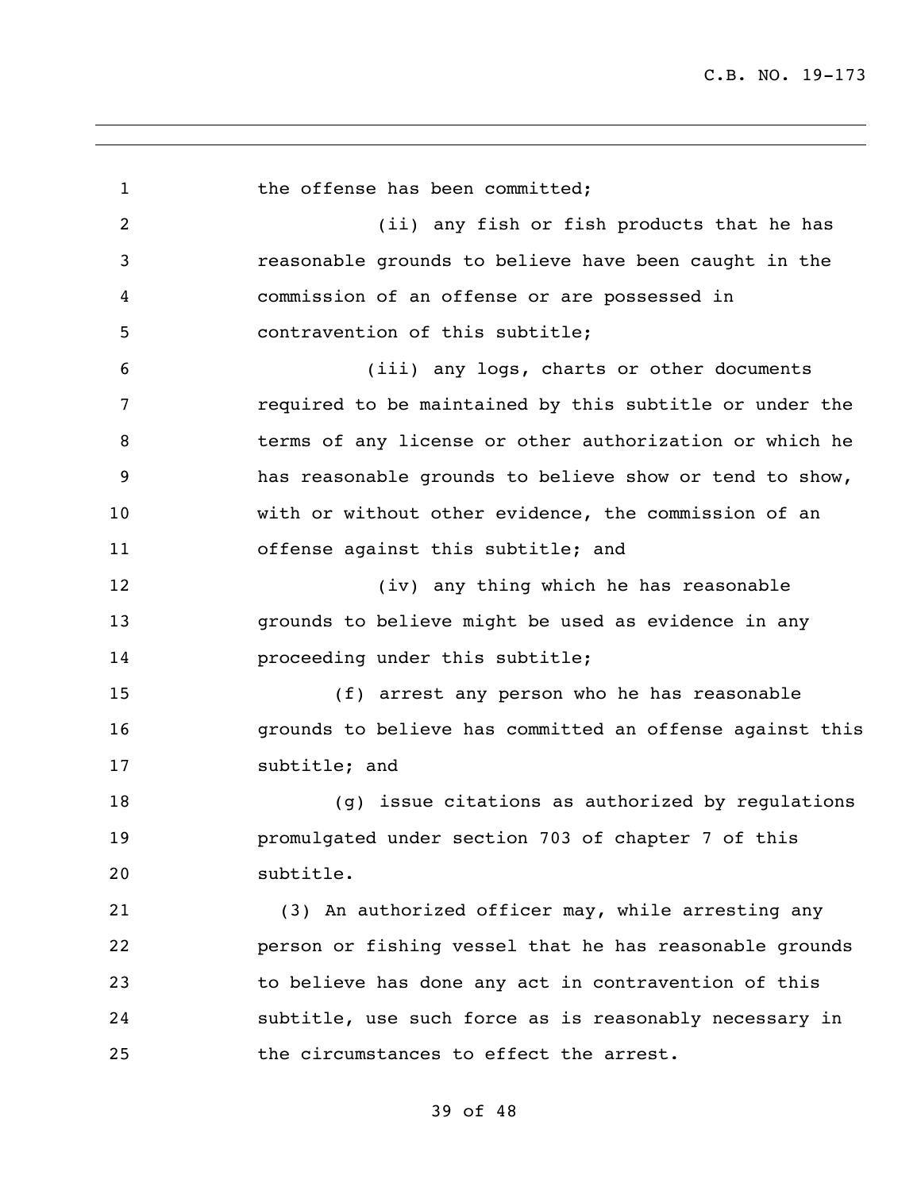the offense has been committed;

(ii) any fish or fish products that he has reasonable grounds to believe have been caught in the commission of an offense or are possessed in contravention of this subtitle;

(iii) any logs, charts or other documents required to be maintained by this subtitle or under the terms of any license or other authorization or which he has reasonable grounds to believe show or tend to show, with or without other evidence, the commission of an offense against this subtitle; and

(iv) any thing which he has reasonable grounds to believe might be used as evidence in any proceeding under this subtitle;

(f) arrest any person who he has reasonable grounds to believe has committed an offense against this subtitle; and

(g) issue citations as authorized by regulations promulgated under section 703 of chapter 7 of this subtitle.

(3) An authorized officer may, while arresting any person or fishing vessel that he has reasonable grounds to believe has done any act in contravention of this subtitle, use such force as is reasonably necessary in the circumstances to effect the arrest.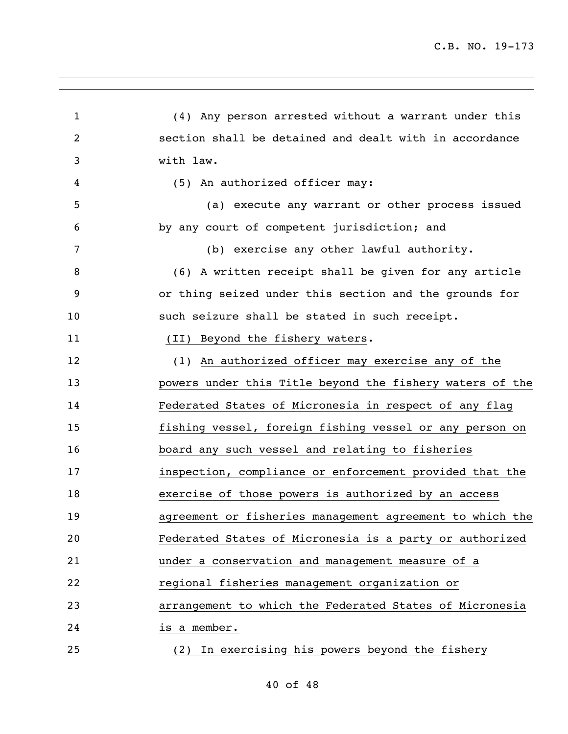(4) Any person arrested without a warrant under this section shall be detained and dealt with in accordance with law.

(5) An authorized officer may:

(a) execute any warrant or other process issued by any court of competent jurisdiction; and

(b) exercise any other lawful authority.

(6) A written receipt shall be given for any article or thing seized under this section and the grounds for such seizure shall be stated in such receipt.

(II) Beyond the fishery waters.

(1) An authorized officer may exercise any of the powers under this Title beyond the fishery waters of the Federated States of Micronesia in respect of any flag fishing vessel, foreign fishing vessel or any person on board any such vessel and relating to fisheries inspection, compliance or enforcement provided that the exercise of those powers is authorized by an access agreement or fisheries management agreement to which the Federated States of Micronesia is a party or authorized under a conservation and management measure of a regional fisheries management organization or arrangement to which the Federated States of Micronesia is a member.

(2) In exercising his powers beyond the fishery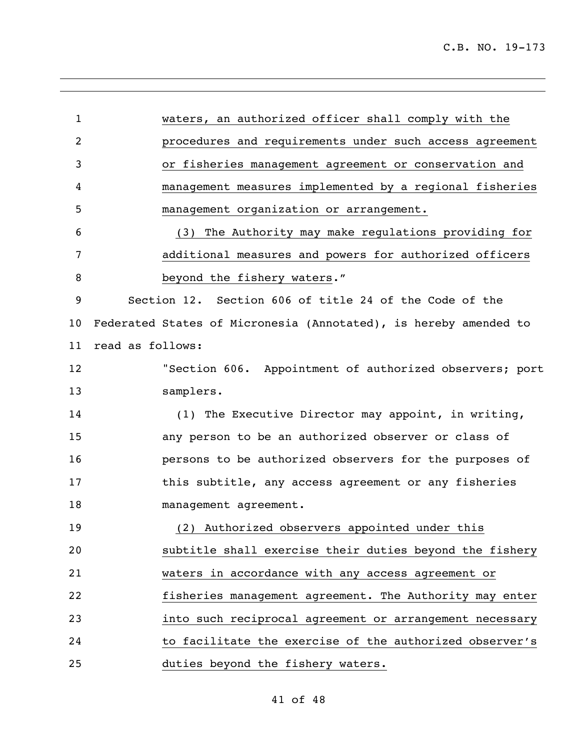waters, an authorized officer shall comply with the procedures and requirements under such access agreement or fisheries management agreement or conservation and management measures implemented by a regional fisheries management organization or arrangement.

(3) The Authority may make regulations providing for additional measures and powers for authorized officers beyond the fishery waters."

Section 12. Section 606 of title 24 of the Code of the Federated States of Micronesia (Annotated), is hereby amended to read as follows:

"Section 606. Appointment of authorized observers; port samplers.

(1) The Executive Director may appoint, in writing, any person to be an authorized observer or class of persons to be authorized observers for the purposes of this subtitle, any access agreement or any fisheries management agreement.

(2) Authorized observers appointed under this subtitle shall exercise their duties beyond the fishery waters in accordance with any access agreement or fisheries management agreement. The Authority may enter into such reciprocal agreement or arrangement necessary to facilitate the exercise of the authorized observer's duties beyond the fishery waters.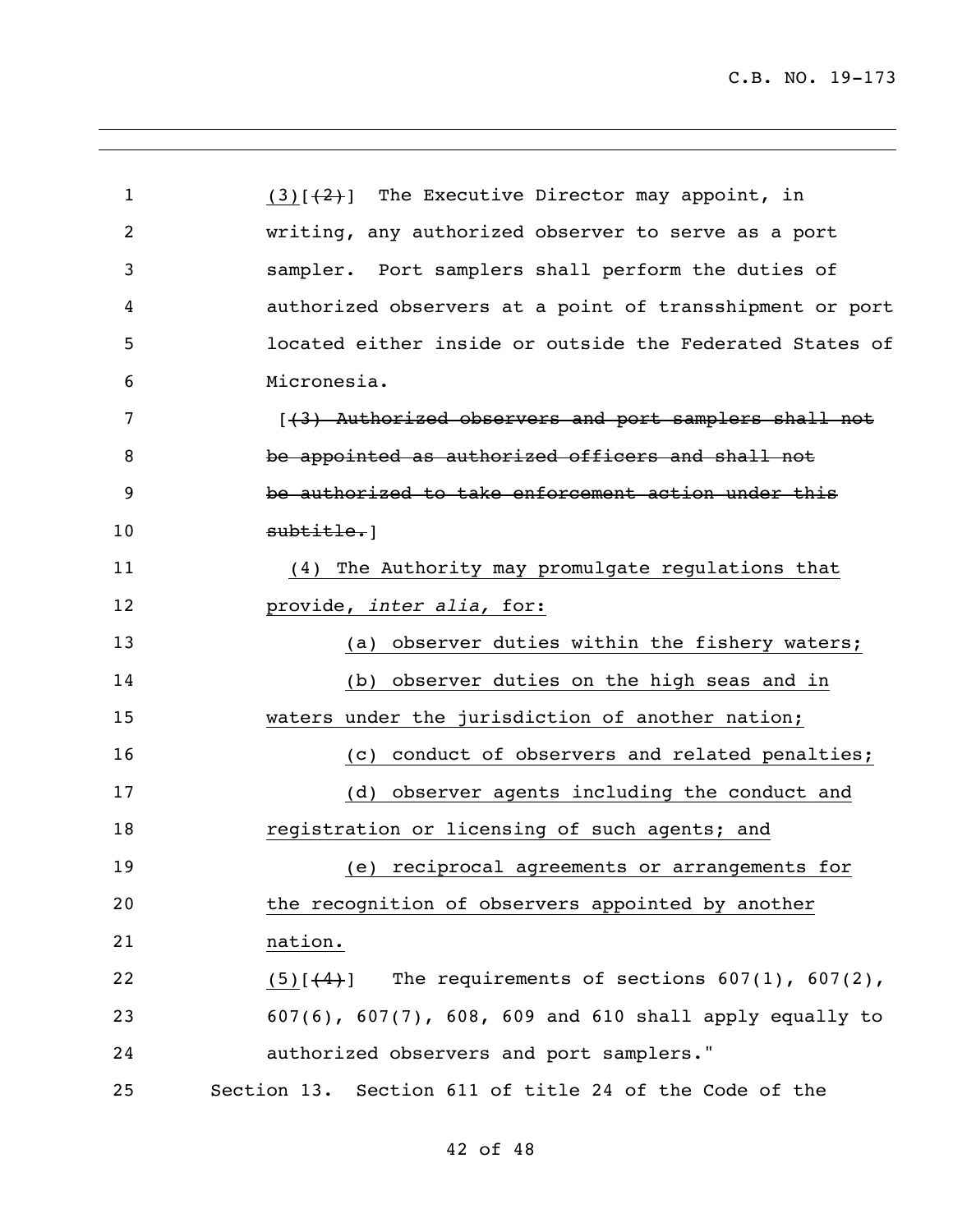(3)[(2)] The Executive Director may appoint, in writing, any authorized observer to serve as a port sampler. Port samplers shall perform the duties of authorized observers at a point of transshipment or port located either inside or outside the Federated States of Micronesia.

[~~(3) Authorized observers and port samplers shall not be appointed as authorized officers and shall not be authorized to take enforcement action under this subtitle.~~]

(4) The Authority may promulgate regulations that provide, *inter alia,* for:

(a) observer duties within the fishery waters;

(b) observer duties on the high seas and in waters under the jurisdiction of another nation;

(c) conduct of observers and related penalties;

(d) observer agents including the conduct and registration or licensing of such agents; and

(e) reciprocal agreements or arrangements for the recognition of observers appointed by another nation.

(5)[(4)] The requirements of sections 607(1), 607(2), 607(6), 607(7), 608, 609 and 610 shall apply equally to authorized observers and port samplers."

Section 13. Section 611 of title 24 of the Code of the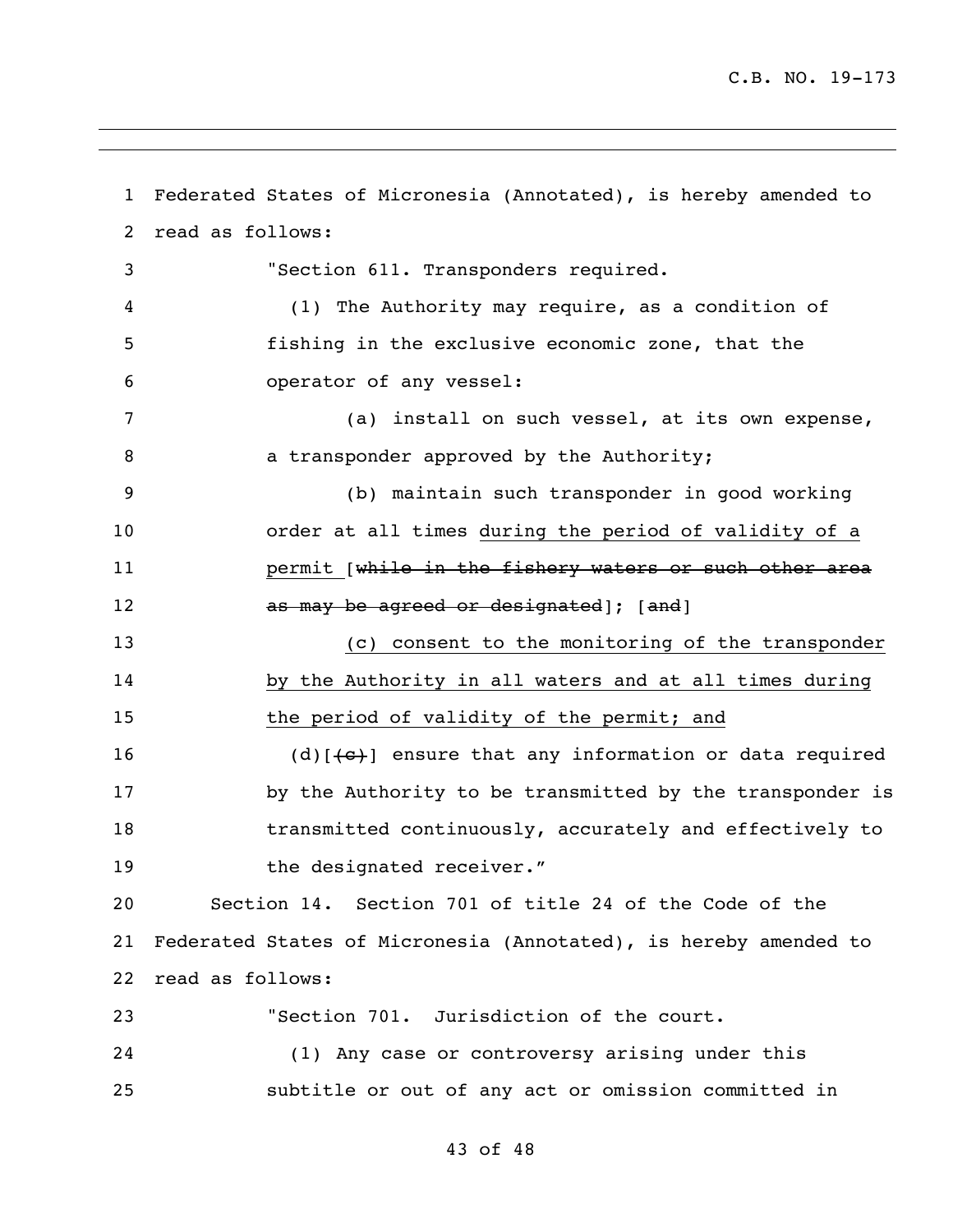Federated States of Micronesia (Annotated), is hereby amended to read as follows:

"Section 611. Transponders required.

(1) The Authority may require, as a condition of fishing in the exclusive economic zone, that the operator of any vessel:

(a) install on such vessel, at its own expense, a transponder approved by the Authority;

(b) maintain such transponder in good working order at all times <u>during the period of validity of a permit</u> [~~while in the fishery waters or such other area as may be agreed or designated~~]; [~~and~~]

<u>(c) consent to the monitoring of the transponder by the Authority in all waters and at all times during the period of validity of the permit; and</u>

(d)[~~(c)~~] ensure that any information or data required by the Authority to be transmitted by the transponder is transmitted continuously, accurately and effectively to the designated receiver."

Section 14. Section 701 of title 24 of the Code of the Federated States of Micronesia (Annotated), is hereby amended to read as follows:

"Section 701. Jurisdiction of the court.

(1) Any case or controversy arising under this subtitle or out of any act or omission committed in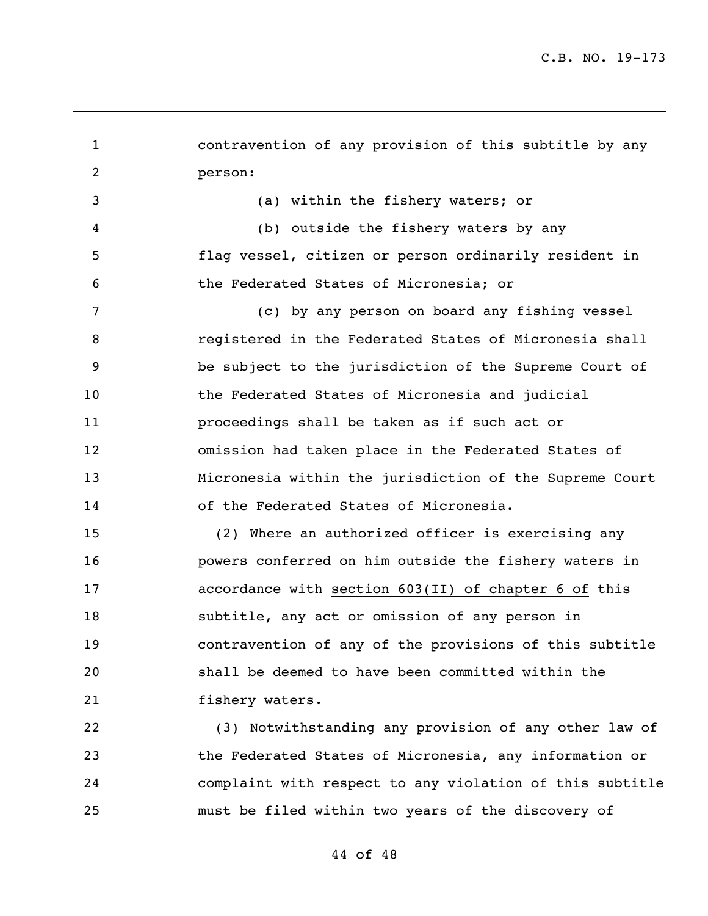contravention of any provision of this subtitle by any person:

(a) within the fishery waters; or

(b) outside the fishery waters by any flag vessel, citizen or person ordinarily resident in the Federated States of Micronesia; or

(c) by any person on board any fishing vessel registered in the Federated States of Micronesia shall be subject to the jurisdiction of the Supreme Court of the Federated States of Micronesia and judicial proceedings shall be taken as if such act or omission had taken place in the Federated States of Micronesia within the jurisdiction of the Supreme Court of the Federated States of Micronesia.

(2) Where an authorized officer is exercising any powers conferred on him outside the fishery waters in accordance with section 603(II) of chapter 6 of this subtitle, any act or omission of any person in contravention of any of the provisions of this subtitle shall be deemed to have been committed within the fishery waters.

(3) Notwithstanding any provision of any other law of the Federated States of Micronesia, any information or complaint with respect to any violation of this subtitle must be filed within two years of the discovery of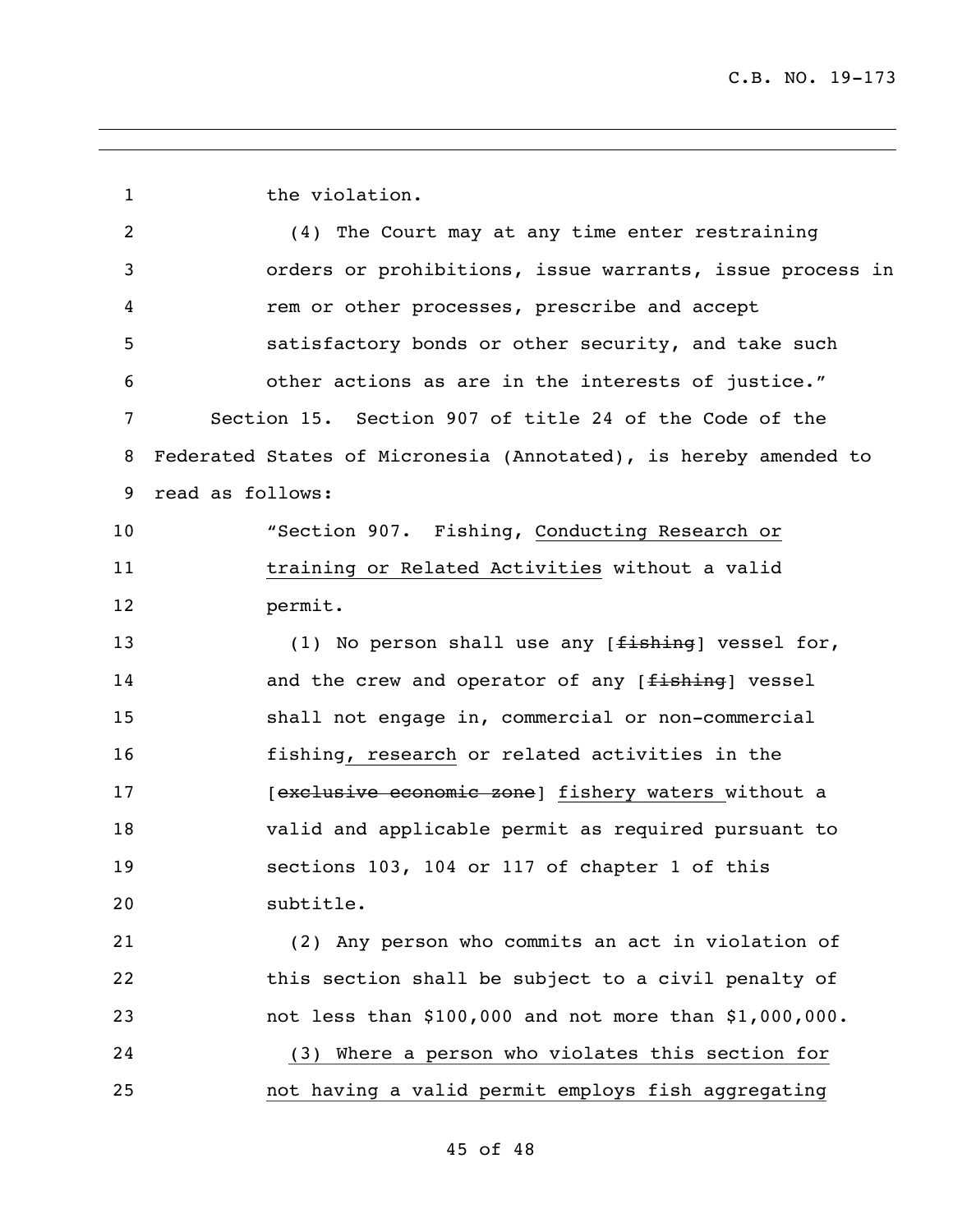the violation.

(4) The Court may at any time enter restraining orders or prohibitions, issue warrants, issue process in rem or other processes, prescribe and accept satisfactory bonds or other security, and take such other actions as are in the interests of justice."

Section 15. Section 907 of title 24 of the Code of the Federated States of Micronesia (Annotated), is hereby amended to read as follows:

"Section 907. Fishing, <u>Conducting Research or training or Related Activities</u> without a valid permit.

(1) No person shall use any [~~fishing~~] vessel for, and the crew and operator of any [~~fishing~~] vessel shall not engage in, commercial or non-commercial fishing<u>, research</u> or related activities in the [~~exclusive economic zone~~] <u>fishery waters</u> without a valid and applicable permit as required pursuant to sections 103, 104 or 117 of chapter 1 of this subtitle.

(2) Any person who commits an act in violation of this section shall be subject to a civil penalty of not less than $100,000 and not more than $1,000,000.

<u>(3) Where a person who violates this section for not having a valid permit employs fish aggregating</u>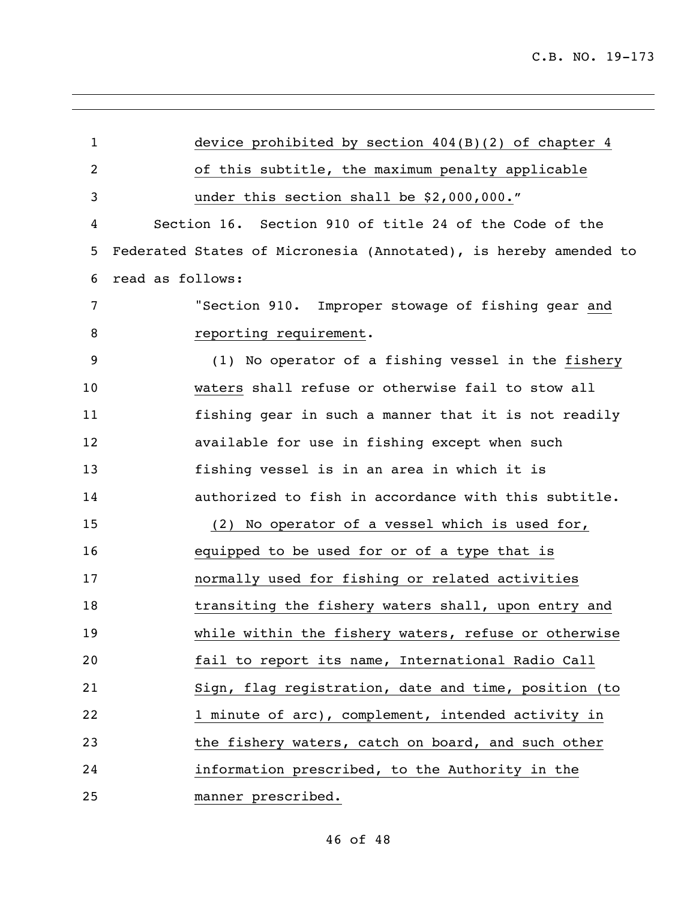device prohibited by section 404(B)(2) of chapter 4 of this subtitle, the maximum penalty applicable under this section shall be $2,000,000."

Section 16. Section 910 of title 24 of the Code of the Federated States of Micronesia (Annotated), is hereby amended to read as follows:

"Section 910. Improper stowage of fishing gear and reporting requirement.

(1) No operator of a fishing vessel in the fishery waters shall refuse or otherwise fail to stow all fishing gear in such a manner that it is not readily available for use in fishing except when such fishing vessel is in an area in which it is authorized to fish in accordance with this subtitle.

(2) No operator of a vessel which is used for, equipped to be used for or of a type that is normally used for fishing or related activities transiting the fishery waters shall, upon entry and while within the fishery waters, refuse or otherwise fail to report its name, International Radio Call Sign, flag registration, date and time, position (to 1 minute of arc), complement, intended activity in the fishery waters, catch on board, and such other information prescribed, to the Authority in the manner prescribed.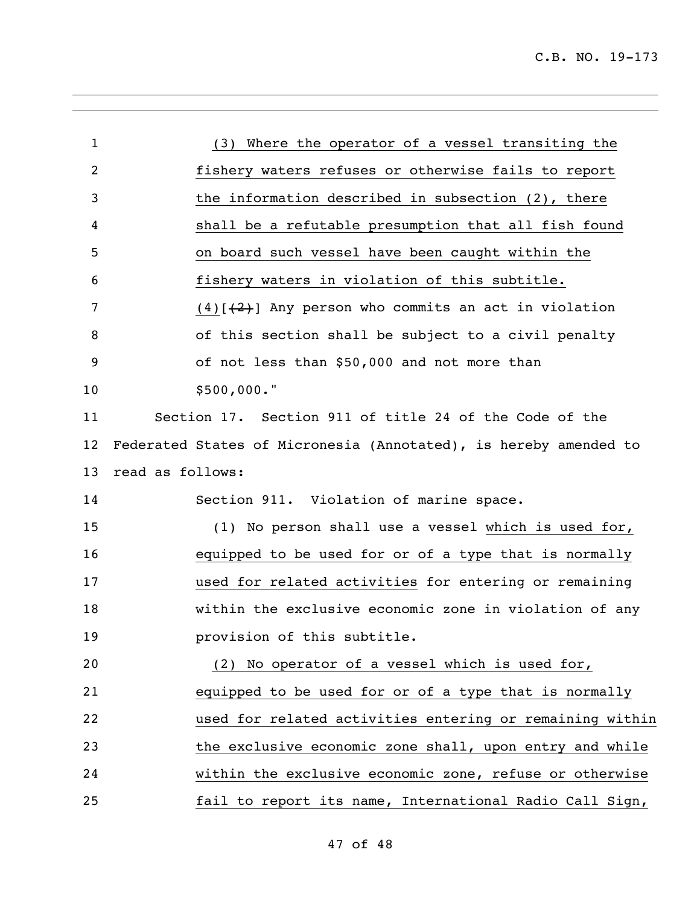(3) Where the operator of a vessel transiting the fishery waters refuses or otherwise fails to report the information described in subsection (2), there shall be a refutable presumption that all fish found on board such vessel have been caught within the fishery waters in violation of this subtitle.

(4)[~~(2)~~] Any person who commits an act in violation of this section shall be subject to a civil penalty of not less than $50,000 and not more than $500,000."

Section 17. Section 911 of title 24 of the Code of the Federated States of Micronesia (Annotated), is hereby amended to read as follows:

Section 911. Violation of marine space.

(1) No person shall use a vessel which is used for, equipped to be used for or of a type that is normally used for related activities for entering or remaining within the exclusive economic zone in violation of any provision of this subtitle.

(2) No operator of a vessel which is used for, equipped to be used for or of a type that is normally used for related activities entering or remaining within the exclusive economic zone shall, upon entry and while within the exclusive economic zone, refuse or otherwise fail to report its name, International Radio Call Sign,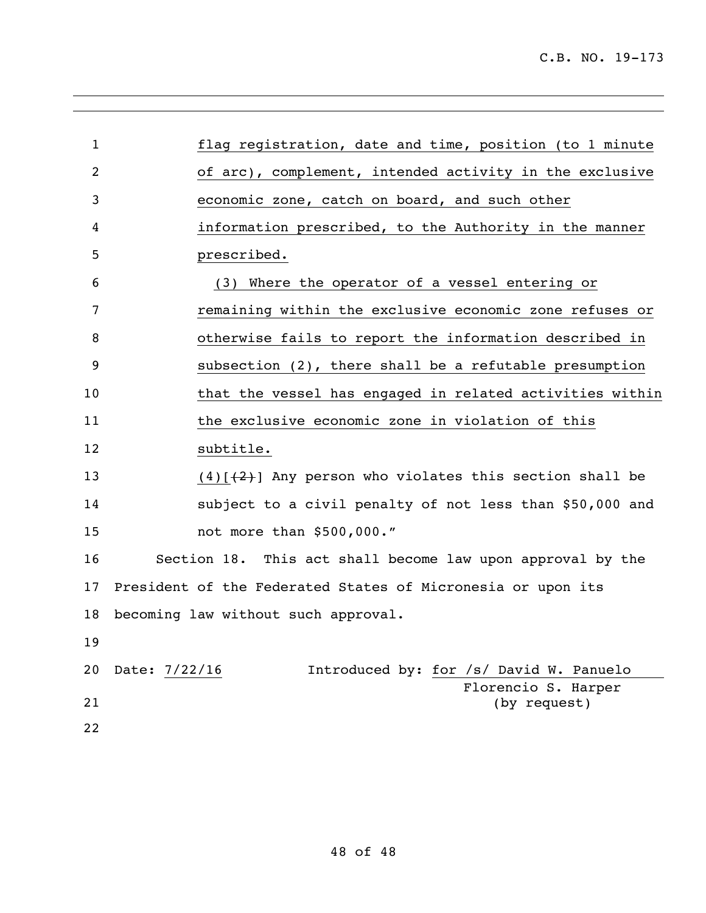flag registration, date and time, position (to 1 minute of arc), complement, intended activity in the exclusive economic zone, catch on board, and such other information prescribed, to the Authority in the manner prescribed.

(3) Where the operator of a vessel entering or remaining within the exclusive economic zone refuses or otherwise fails to report the information described in subsection (2), there shall be a refutable presumption that the vessel has engaged in related activities within the exclusive economic zone in violation of this subtitle.

(4)[~~(2)~~] Any person who violates this section shall be subject to a civil penalty of not less than $50,000 and not more than $500,000."

Section 18. This act shall become law upon approval by the President of the Federated States of Micronesia or upon its becoming law without such approval.

Date: 7/22/16 Introduced by: for /s/ David W. Panuelo

Florencio S. Harper
(by request)